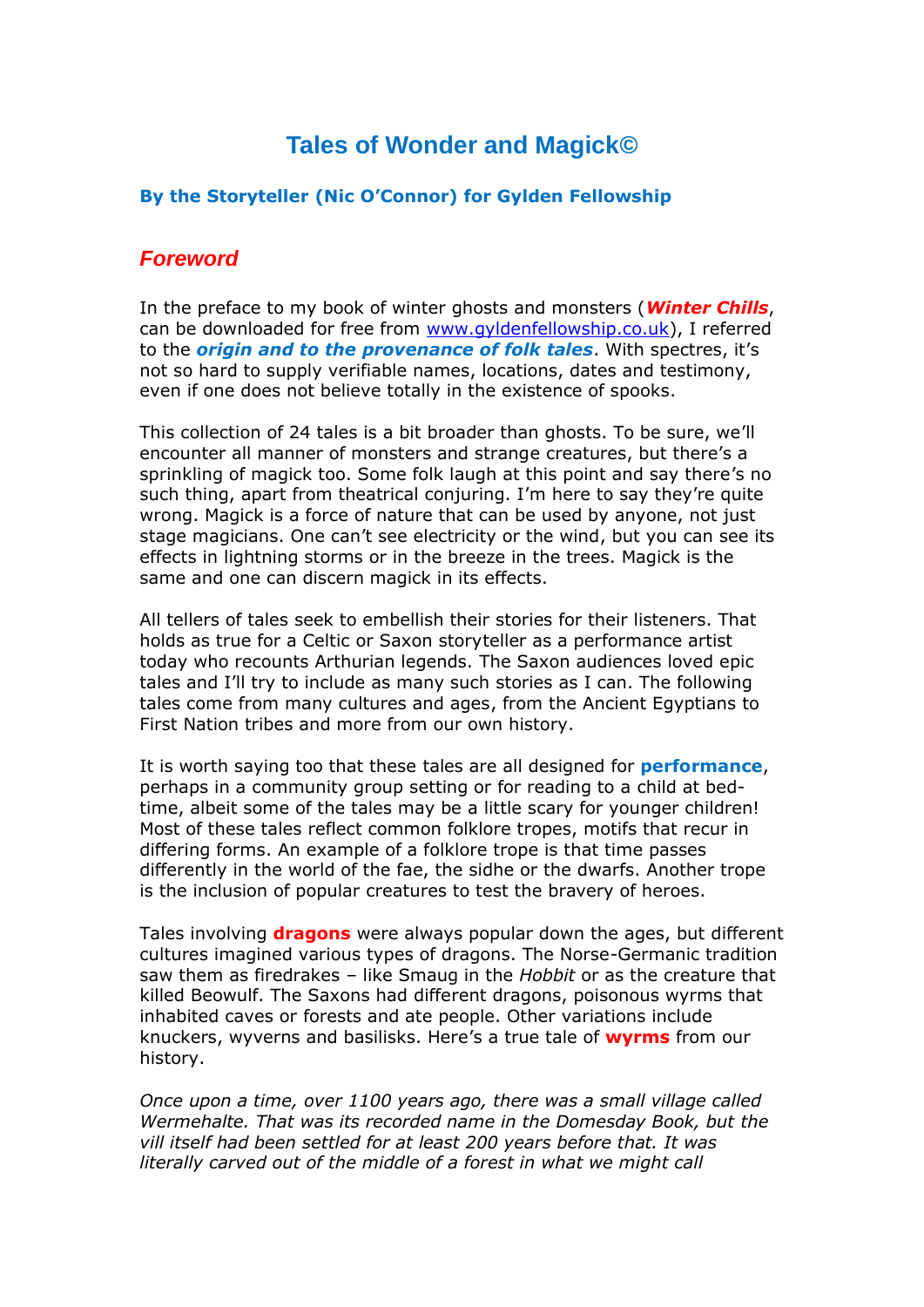# Tales of Wonder and Magick©

### By the Storyteller (Nic O'Connor) for Gylden Fellowship

## *Foreword*

In the preface to my book of winter ghosts and monsters (***Winter Chills***, can be downloaded for free from [www.gyldenfellowship.co.uk](http://www.gyldenfellowship.co.uk)), I referred to the ***origin and to the provenance of folk tales***. With spectres, it's not so hard to supply verifiable names, locations, dates and testimony, even if one does not believe totally in the existence of spooks.

This collection of 24 tales is a bit broader than ghosts. To be sure, we'll encounter all manner of monsters and strange creatures, but there's a sprinkling of magick too. Some folk laugh at this point and say there's no such thing, apart from theatrical conjuring. I'm here to say they're quite wrong. Magick is a force of nature that can be used by anyone, not just stage magicians. One can't see electricity or the wind, but you can see its effects in lightning storms or in the breeze in the trees. Magick is the same and one can discern magick in its effects.

All tellers of tales seek to embellish their stories for their listeners. That holds as true for a Celtic or Saxon storyteller as a performance artist today who recounts Arthurian legends. The Saxon audiences loved epic tales and I'll try to include as many such stories as I can. The following tales come from many cultures and ages, from the Ancient Egyptians to First Nation tribes and more from our own history.

It is worth saying too that these tales are all designed for **performance**, perhaps in a community group setting or for reading to a child at bed-time, albeit some of the tales may be a little scary for younger children! Most of these tales reflect common folklore tropes, motifs that recur in differing forms. An example of a folklore trope is that time passes differently in the world of the fae, the sidhe or the dwarfs. Another trope is the inclusion of popular creatures to test the bravery of heroes.

Tales involving **dragons** were always popular down the ages, but different cultures imagined various types of dragons. The Norse-Germanic tradition saw them as firedrakes – like Smaug in the *Hobbit* or as the creature that killed Beowulf. The Saxons had different dragons, poisonous wyrms that inhabited caves or forests and ate people. Other variations include knuckers, wyverns and basilisks. Here's a true tale of **wyrms** from our history.

*Once upon a time, over 1100 years ago, there was a small village called Wermehalte. That was its recorded name in the Domesday Book, but the vill itself had been settled for at least 200 years before that. It was literally carved out of the middle of a forest in what we might call*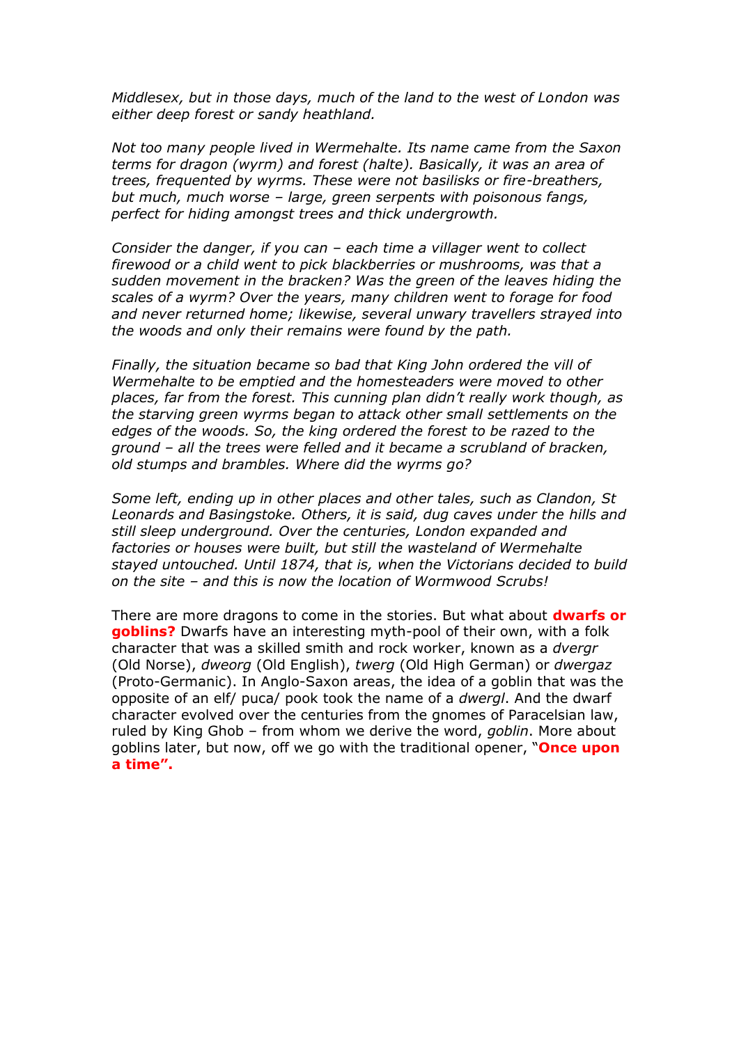*Middlesex, but in those days, much of the land to the west of London was either deep forest or sandy heathland.*

*Not too many people lived in Wermehalte. Its name came from the Saxon terms for dragon (wyrm) and forest (halte). Basically, it was an area of trees, frequented by wyrms. These were not basilisks or fire-breathers, but much, much worse – large, green serpents with poisonous fangs, perfect for hiding amongst trees and thick undergrowth.*

*Consider the danger, if you can – each time a villager went to collect firewood or a child went to pick blackberries or mushrooms, was that a sudden movement in the bracken? Was the green of the leaves hiding the scales of a wyrm? Over the years, many children went to forage for food and never returned home; likewise, several unwary travellers strayed into the woods and only their remains were found by the path.*

*Finally, the situation became so bad that King John ordered the vill of Wermehalte to be emptied and the homesteaders were moved to other places, far from the forest. This cunning plan didn't really work though, as the starving green wyrms began to attack other small settlements on the edges of the woods. So, the king ordered the forest to be razed to the ground – all the trees were felled and it became a scrubland of bracken, old stumps and brambles. Where did the wyrms go?*

*Some left, ending up in other places and other tales, such as Clandon, St Leonards and Basingstoke. Others, it is said, dug caves under the hills and still sleep underground. Over the centuries, London expanded and factories or houses were built, but still the wasteland of Wermehalte stayed untouched. Until 1874, that is, when the Victorians decided to build on the site – and this is now the location of Wormwood Scrubs!*

There are more dragons to come in the stories. But what about **dwarfs or goblins?** Dwarfs have an interesting myth-pool of their own, with a folk character that was a skilled smith and rock worker, known as a *dvergr* (Old Norse), *dweorg* (Old English), *twerg* (Old High German) or *dwergaz* (Proto-Germanic). In Anglo-Saxon areas, the idea of a goblin that was the opposite of an elf/ puca/ pook took the name of a *dwergl*. And the dwarf character evolved over the centuries from the gnomes of Paracelsian law, ruled by King Ghob – from whom we derive the word, *goblin*. More about goblins later, but now, off we go with the traditional opener, "**Once upon a time".**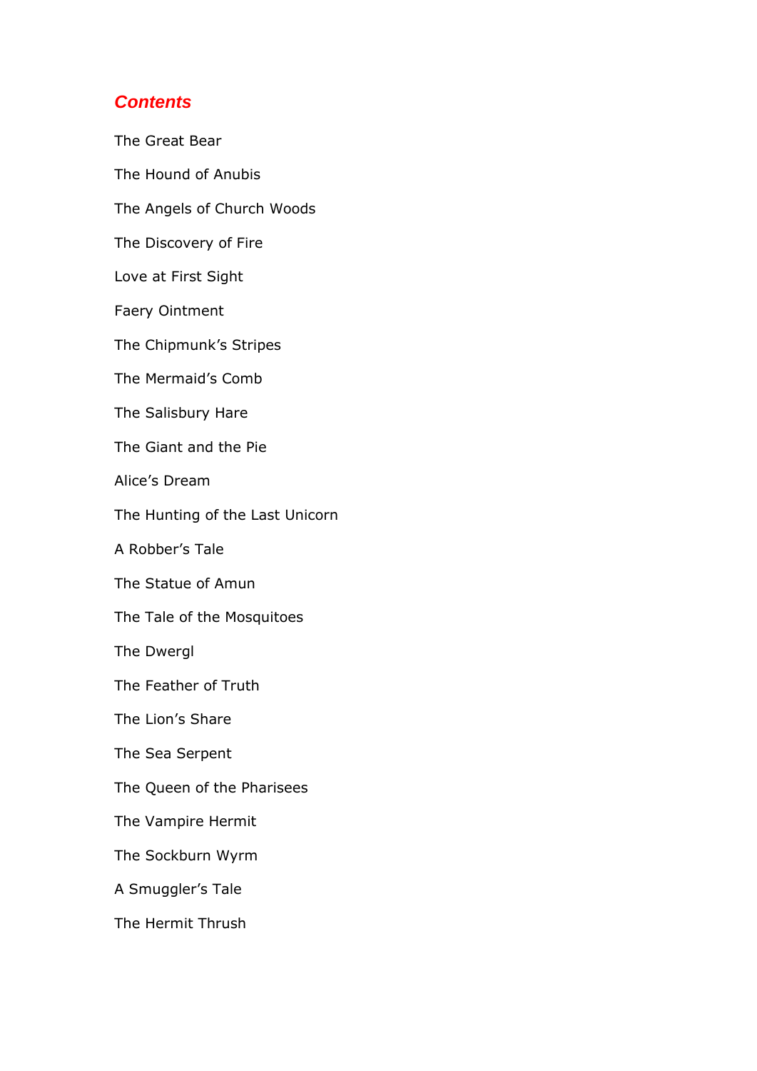## *Contents*

The Great Bear

The Hound of Anubis

The Angels of Church Woods

The Discovery of Fire

Love at First Sight

Faery Ointment

The Chipmunk's Stripes

The Mermaid's Comb

The Salisbury Hare

The Giant and the Pie

Alice's Dream

The Hunting of the Last Unicorn

A Robber's Tale

The Statue of Amun

The Tale of the Mosquitoes

The Dwergl

The Feather of Truth

The Lion's Share

The Sea Serpent

The Queen of the Pharisees

The Vampire Hermit

The Sockburn Wyrm

A Smuggler's Tale

The Hermit Thrush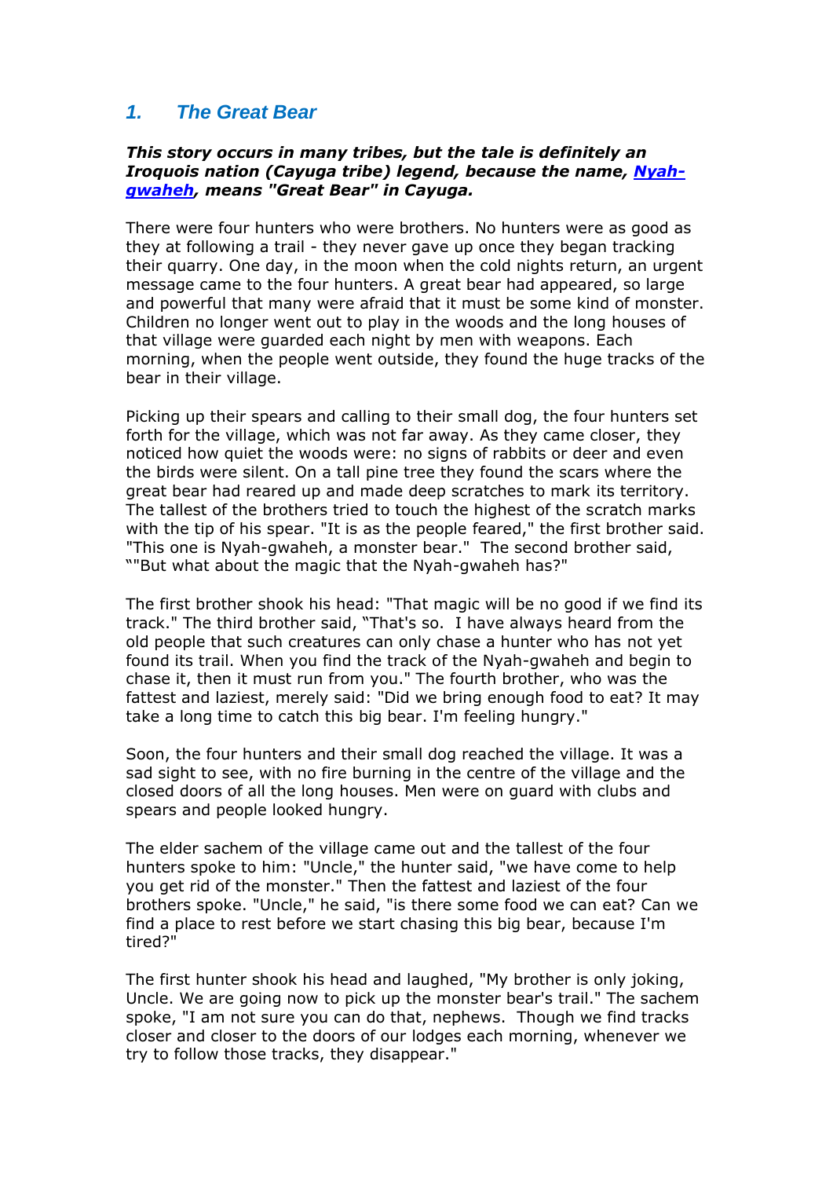## 1. *The Great Bear*

***This story occurs in many tribes, but the tale is definitely an Iroquois nation (Cayuga tribe) legend, because the name, [Nyah-gwaheh](), means "Great Bear" in Cayuga.***

There were four hunters who were brothers. No hunters were as good as they at following a trail - they never gave up once they began tracking their quarry. One day, in the moon when the cold nights return, an urgent message came to the four hunters. A great bear had appeared, so large and powerful that many were afraid that it must be some kind of monster. Children no longer went out to play in the woods and the long houses of that village were guarded each night by men with weapons. Each morning, when the people went outside, they found the huge tracks of the bear in their village.

Picking up their spears and calling to their small dog, the four hunters set forth for the village, which was not far away. As they came closer, they noticed how quiet the woods were: no signs of rabbits or deer and even the birds were silent. On a tall pine tree they found the scars where the great bear had reared up and made deep scratches to mark its territory. The tallest of the brothers tried to touch the highest of the scratch marks with the tip of his spear. "It is as the people feared," the first brother said. "This one is Nyah-gwaheh, a monster bear." The second brother said, ""But what about the magic that the Nyah-gwaheh has?"

The first brother shook his head: "That magic will be no good if we find its track." The third brother said, "That's so. I have always heard from the old people that such creatures can only chase a hunter who has not yet found its trail. When you find the track of the Nyah-gwaheh and begin to chase it, then it must run from you." The fourth brother, who was the fattest and laziest, merely said: "Did we bring enough food to eat? It may take a long time to catch this big bear. I'm feeling hungry."

Soon, the four hunters and their small dog reached the village. It was a sad sight to see, with no fire burning in the centre of the village and the closed doors of all the long houses. Men were on guard with clubs and spears and people looked hungry.

The elder sachem of the village came out and the tallest of the four hunters spoke to him: "Uncle," the hunter said, "we have come to help you get rid of the monster." Then the fattest and laziest of the four brothers spoke. "Uncle," he said, "is there some food we can eat? Can we find a place to rest before we start chasing this big bear, because I'm tired?"

The first hunter shook his head and laughed, "My brother is only joking, Uncle. We are going now to pick up the monster bear's trail." The sachem spoke, "I am not sure you can do that, nephews. Though we find tracks closer and closer to the doors of our lodges each morning, whenever we try to follow those tracks, they disappear."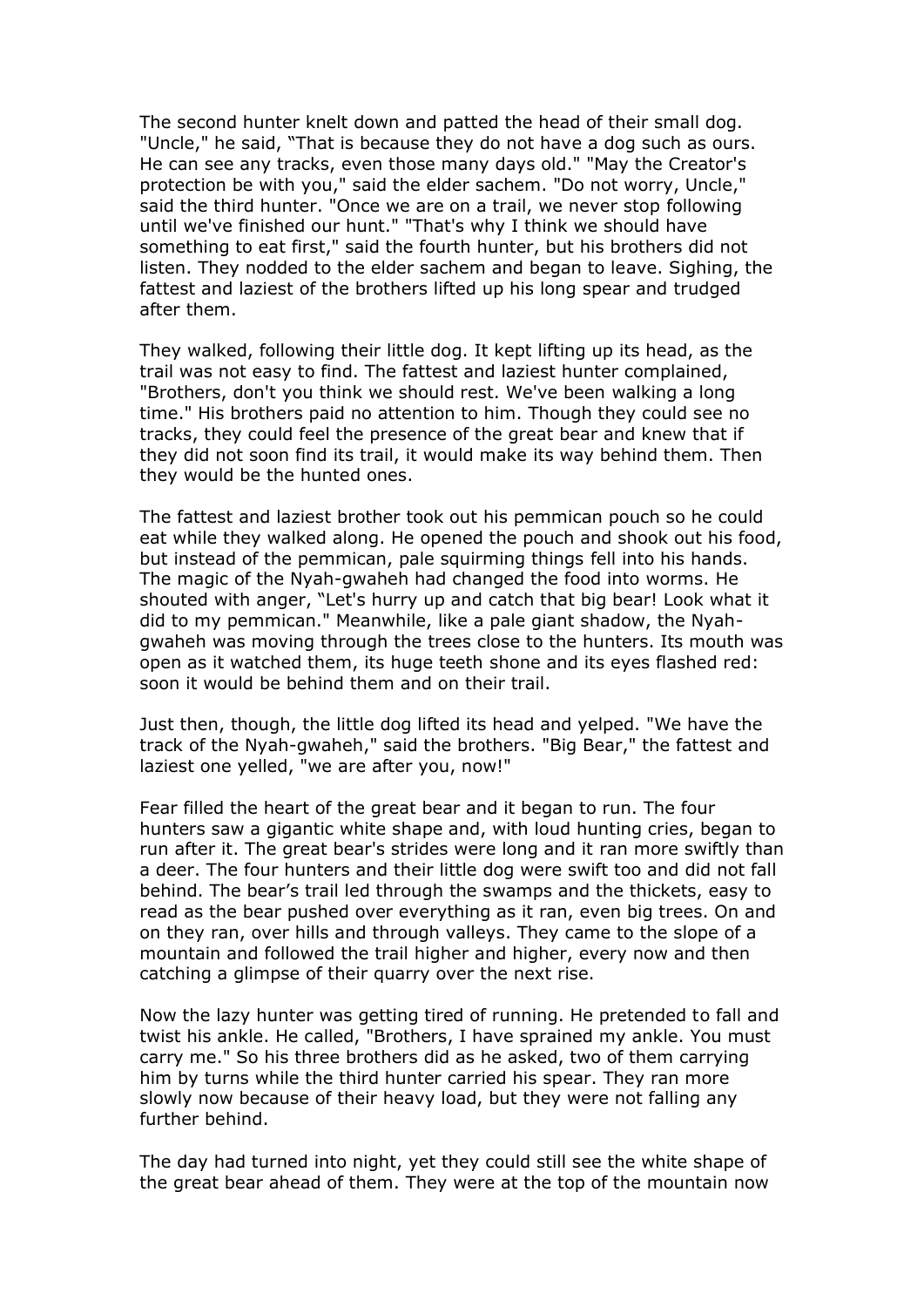The second hunter knelt down and patted the head of their small dog. "Uncle," he said, "That is because they do not have a dog such as ours. He can see any tracks, even those many days old." "May the Creator's protection be with you," said the elder sachem. "Do not worry, Uncle," said the third hunter. "Once we are on a trail, we never stop following until we've finished our hunt." "That's why I think we should have something to eat first," said the fourth hunter, but his brothers did not listen. They nodded to the elder sachem and began to leave. Sighing, the fattest and laziest of the brothers lifted up his long spear and trudged after them.

They walked, following their little dog. It kept lifting up its head, as the trail was not easy to find. The fattest and laziest hunter complained, "Brothers, don't you think we should rest. We've been walking a long time." His brothers paid no attention to him. Though they could see no tracks, they could feel the presence of the great bear and knew that if they did not soon find its trail, it would make its way behind them. Then they would be the hunted ones.

The fattest and laziest brother took out his pemmican pouch so he could eat while they walked along. He opened the pouch and shook out his food, but instead of the pemmican, pale squirming things fell into his hands. The magic of the Nyah-gwaheh had changed the food into worms. He shouted with anger, "Let's hurry up and catch that big bear! Look what it did to my pemmican." Meanwhile, like a pale giant shadow, the Nyah-gwaheh was moving through the trees close to the hunters. Its mouth was open as it watched them, its huge teeth shone and its eyes flashed red: soon it would be behind them and on their trail.

Just then, though, the little dog lifted its head and yelped. "We have the track of the Nyah-gwaheh," said the brothers. "Big Bear," the fattest and laziest one yelled, "we are after you, now!"

Fear filled the heart of the great bear and it began to run. The four hunters saw a gigantic white shape and, with loud hunting cries, began to run after it. The great bear's strides were long and it ran more swiftly than a deer. The four hunters and their little dog were swift too and did not fall behind. The bear's trail led through the swamps and the thickets, easy to read as the bear pushed over everything as it ran, even big trees. On and on they ran, over hills and through valleys. They came to the slope of a mountain and followed the trail higher and higher, every now and then catching a glimpse of their quarry over the next rise.

Now the lazy hunter was getting tired of running. He pretended to fall and twist his ankle. He called, "Brothers, I have sprained my ankle. You must carry me." So his three brothers did as he asked, two of them carrying him by turns while the third hunter carried his spear. They ran more slowly now because of their heavy load, but they were not falling any further behind.

The day had turned into night, yet they could still see the white shape of the great bear ahead of them. They were at the top of the mountain now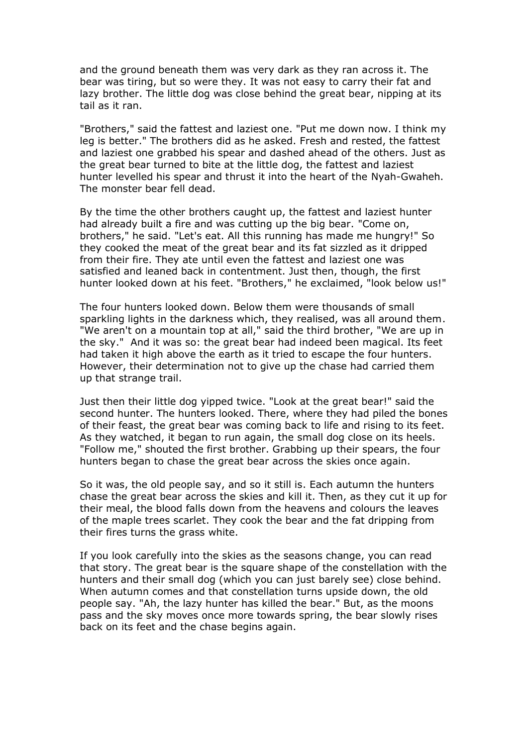and the ground beneath them was very dark as they ran across it. The bear was tiring, but so were they. It was not easy to carry their fat and lazy brother. The little dog was close behind the great bear, nipping at its tail as it ran.

"Brothers," said the fattest and laziest one. "Put me down now. I think my leg is better." The brothers did as he asked. Fresh and rested, the fattest and laziest one grabbed his spear and dashed ahead of the others. Just as the great bear turned to bite at the little dog, the fattest and laziest hunter levelled his spear and thrust it into the heart of the Nyah-Gwaheh. The monster bear fell dead.

By the time the other brothers caught up, the fattest and laziest hunter had already built a fire and was cutting up the big bear. "Come on, brothers," he said. "Let's eat. All this running has made me hungry!" So they cooked the meat of the great bear and its fat sizzled as it dripped from their fire. They ate until even the fattest and laziest one was satisfied and leaned back in contentment. Just then, though, the first hunter looked down at his feet. "Brothers," he exclaimed, "look below us!"

The four hunters looked down. Below them were thousands of small sparkling lights in the darkness which, they realised, was all around them. "We aren't on a mountain top at all," said the third brother, "We are up in the sky." And it was so: the great bear had indeed been magical. Its feet had taken it high above the earth as it tried to escape the four hunters. However, their determination not to give up the chase had carried them up that strange trail.

Just then their little dog yipped twice. "Look at the great bear!" said the second hunter. The hunters looked. There, where they had piled the bones of their feast, the great bear was coming back to life and rising to its feet. As they watched, it began to run again, the small dog close on its heels. "Follow me," shouted the first brother. Grabbing up their spears, the four hunters began to chase the great bear across the skies once again.

So it was, the old people say, and so it still is. Each autumn the hunters chase the great bear across the skies and kill it. Then, as they cut it up for their meal, the blood falls down from the heavens and colours the leaves of the maple trees scarlet. They cook the bear and the fat dripping from their fires turns the grass white.

If you look carefully into the skies as the seasons change, you can read that story. The great bear is the square shape of the constellation with the hunters and their small dog (which you can just barely see) close behind. When autumn comes and that constellation turns upside down, the old people say. "Ah, the lazy hunter has killed the bear." But, as the moons pass and the sky moves once more towards spring, the bear slowly rises back on its feet and the chase begins again.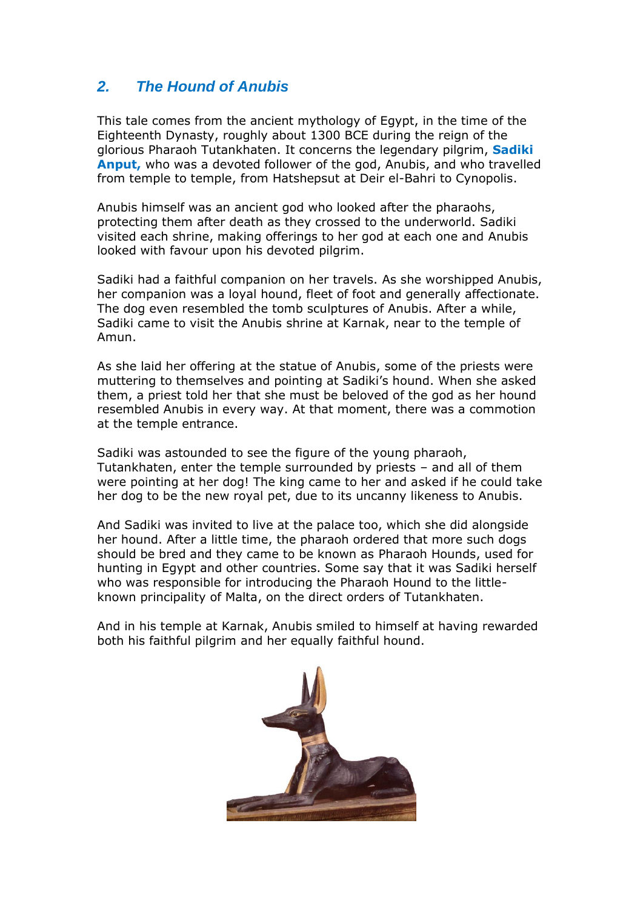## *2. The Hound of Anubis*

This tale comes from the ancient mythology of Egypt, in the time of the Eighteenth Dynasty, roughly about 1300 BCE during the reign of the glorious Pharaoh Tutankhaten. It concerns the legendary pilgrim, **Sadiki Anput,** who was a devoted follower of the god, Anubis, and who travelled from temple to temple, from Hatshepsut at Deir el-Bahri to Cynopolis.

Anubis himself was an ancient god who looked after the pharaohs, protecting them after death as they crossed to the underworld. Sadiki visited each shrine, making offerings to her god at each one and Anubis looked with favour upon his devoted pilgrim.

Sadiki had a faithful companion on her travels. As she worshipped Anubis, her companion was a loyal hound, fleet of foot and generally affectionate. The dog even resembled the tomb sculptures of Anubis. After a while, Sadiki came to visit the Anubis shrine at Karnak, near to the temple of Amun.

As she laid her offering at the statue of Anubis, some of the priests were muttering to themselves and pointing at Sadiki's hound. When she asked them, a priest told her that she must be beloved of the god as her hound resembled Anubis in every way. At that moment, there was a commotion at the temple entrance.

Sadiki was astounded to see the figure of the young pharaoh, Tutankhaten, enter the temple surrounded by priests – and all of them were pointing at her dog! The king came to her and asked if he could take her dog to be the new royal pet, due to its uncanny likeness to Anubis.

And Sadiki was invited to live at the palace too, which she did alongside her hound. After a little time, the pharaoh ordered that more such dogs should be bred and they came to be known as Pharaoh Hounds, used for hunting in Egypt and other countries. Some say that it was Sadiki herself who was responsible for introducing the Pharaoh Hound to the little-known principality of Malta, on the direct orders of Tutankhaten.

And in his temple at Karnak, Anubis smiled to himself at having rewarded both his faithful pilgrim and her equally faithful hound.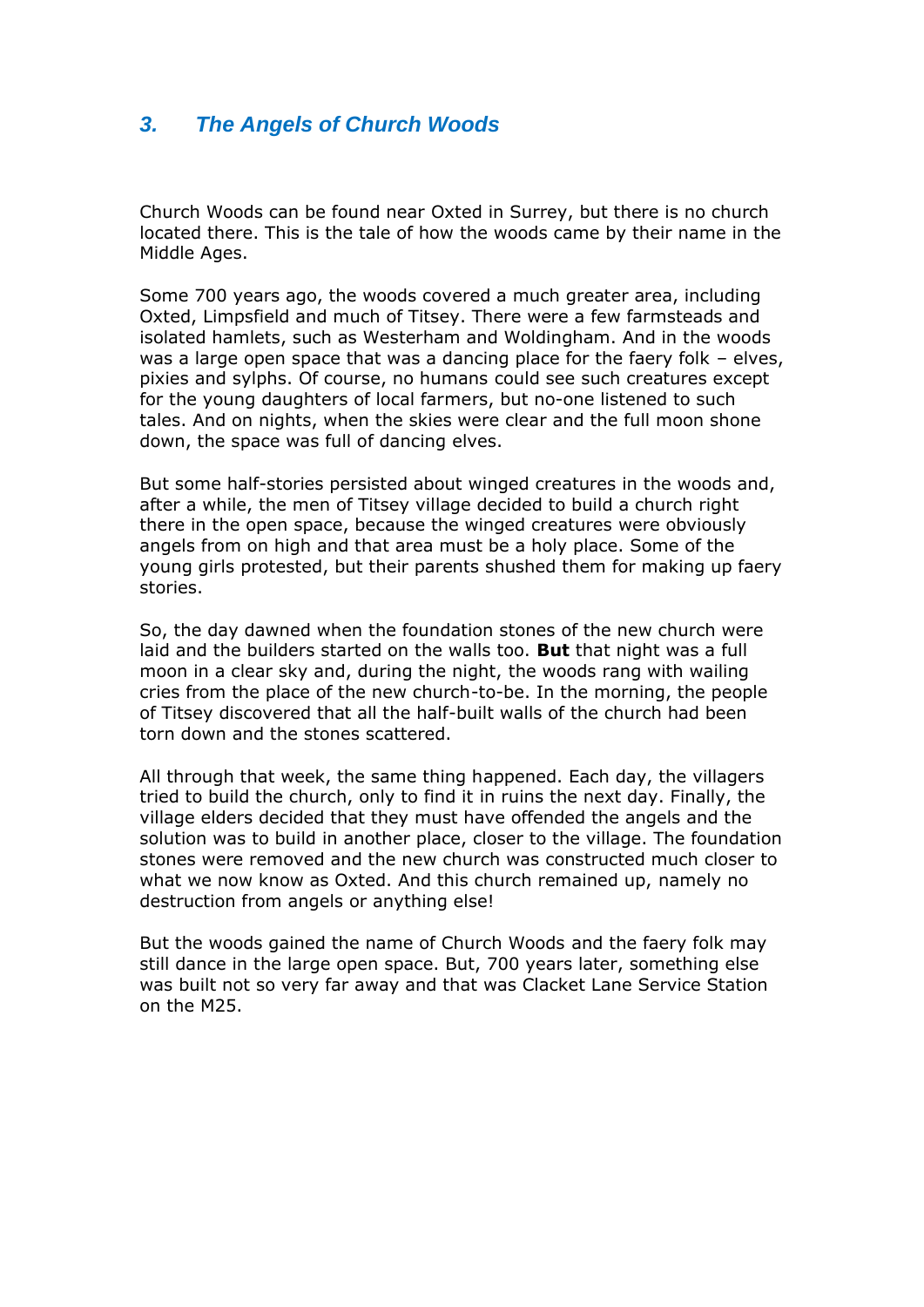## *3. The Angels of Church Woods*

Church Woods can be found near Oxted in Surrey, but there is no church located there. This is the tale of how the woods came by their name in the Middle Ages.

Some 700 years ago, the woods covered a much greater area, including Oxted, Limpsfield and much of Titsey. There were a few farmsteads and isolated hamlets, such as Westerham and Woldingham. And in the woods was a large open space that was a dancing place for the faery folk – elves, pixies and sylphs. Of course, no humans could see such creatures except for the young daughters of local farmers, but no-one listened to such tales. And on nights, when the skies were clear and the full moon shone down, the space was full of dancing elves.

But some half-stories persisted about winged creatures in the woods and, after a while, the men of Titsey village decided to build a church right there in the open space, because the winged creatures were obviously angels from on high and that area must be a holy place. Some of the young girls protested, but their parents shushed them for making up faery stories.

So, the day dawned when the foundation stones of the new church were laid and the builders started on the walls too. **But** that night was a full moon in a clear sky and, during the night, the woods rang with wailing cries from the place of the new church-to-be. In the morning, the people of Titsey discovered that all the half-built walls of the church had been torn down and the stones scattered.

All through that week, the same thing happened. Each day, the villagers tried to build the church, only to find it in ruins the next day. Finally, the village elders decided that they must have offended the angels and the solution was to build in another place, closer to the village. The foundation stones were removed and the new church was constructed much closer to what we now know as Oxted. And this church remained up, namely no destruction from angels or anything else!

But the woods gained the name of Church Woods and the faery folk may still dance in the large open space. But, 700 years later, something else was built not so very far away and that was Clacket Lane Service Station on the M25.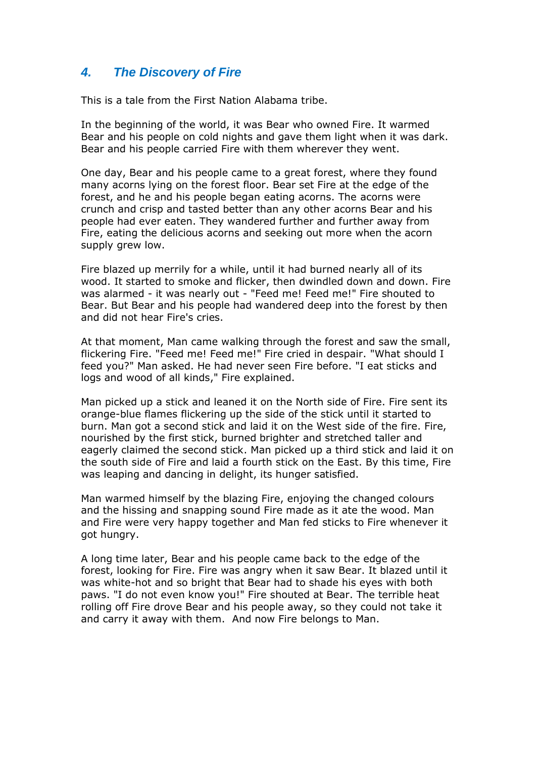## 4. The Discovery of Fire

This is a tale from the First Nation Alabama tribe.

In the beginning of the world, it was Bear who owned Fire. It warmed Bear and his people on cold nights and gave them light when it was dark. Bear and his people carried Fire with them wherever they went.

One day, Bear and his people came to a great forest, where they found many acorns lying on the forest floor. Bear set Fire at the edge of the forest, and he and his people began eating acorns. The acorns were crunch and crisp and tasted better than any other acorns Bear and his people had ever eaten. They wandered further and further away from Fire, eating the delicious acorns and seeking out more when the acorn supply grew low.

Fire blazed up merrily for a while, until it had burned nearly all of its wood. It started to smoke and flicker, then dwindled down and down. Fire was alarmed - it was nearly out - "Feed me! Feed me!" Fire shouted to Bear. But Bear and his people had wandered deep into the forest by then and did not hear Fire's cries.

At that moment, Man came walking through the forest and saw the small, flickering Fire. "Feed me! Feed me!" Fire cried in despair. "What should I feed you?" Man asked. He had never seen Fire before. "I eat sticks and logs and wood of all kinds," Fire explained.

Man picked up a stick and leaned it on the North side of Fire. Fire sent its orange-blue flames flickering up the side of the stick until it started to burn. Man got a second stick and laid it on the West side of the fire. Fire, nourished by the first stick, burned brighter and stretched taller and eagerly claimed the second stick. Man picked up a third stick and laid it on the south side of Fire and laid a fourth stick on the East. By this time, Fire was leaping and dancing in delight, its hunger satisfied.

Man warmed himself by the blazing Fire, enjoying the changed colours and the hissing and snapping sound Fire made as it ate the wood. Man and Fire were very happy together and Man fed sticks to Fire whenever it got hungry.

A long time later, Bear and his people came back to the edge of the forest, looking for Fire. Fire was angry when it saw Bear. It blazed until it was white-hot and so bright that Bear had to shade his eyes with both paws. "I do not even know you!" Fire shouted at Bear. The terrible heat rolling off Fire drove Bear and his people away, so they could not take it and carry it away with them. And now Fire belongs to Man.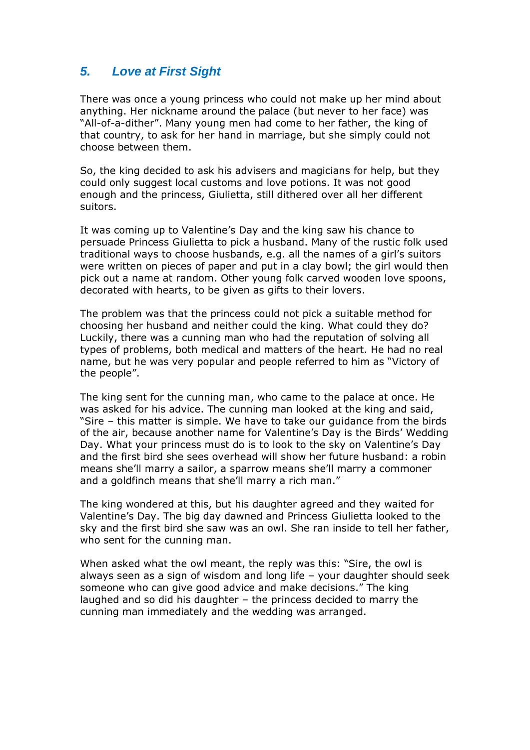## *5. Love at First Sight*

There was once a young princess who could not make up her mind about anything. Her nickname around the palace (but never to her face) was "All-of-a-dither". Many young men had come to her father, the king of that country, to ask for her hand in marriage, but she simply could not choose between them.

So, the king decided to ask his advisers and magicians for help, but they could only suggest local customs and love potions. It was not good enough and the princess, Giulietta, still dithered over all her different suitors.

It was coming up to Valentine's Day and the king saw his chance to persuade Princess Giulietta to pick a husband. Many of the rustic folk used traditional ways to choose husbands, e.g. all the names of a girl's suitors were written on pieces of paper and put in a clay bowl; the girl would then pick out a name at random. Other young folk carved wooden love spoons, decorated with hearts, to be given as gifts to their lovers.

The problem was that the princess could not pick a suitable method for choosing her husband and neither could the king. What could they do? Luckily, there was a cunning man who had the reputation of solving all types of problems, both medical and matters of the heart. He had no real name, but he was very popular and people referred to him as "Victory of the people".

The king sent for the cunning man, who came to the palace at once. He was asked for his advice. The cunning man looked at the king and said, "Sire – this matter is simple. We have to take our guidance from the birds of the air, because another name for Valentine's Day is the Birds' Wedding Day. What your princess must do is to look to the sky on Valentine's Day and the first bird she sees overhead will show her future husband: a robin means she'll marry a sailor, a sparrow means she'll marry a commoner and a goldfinch means that she'll marry a rich man."

The king wondered at this, but his daughter agreed and they waited for Valentine's Day. The big day dawned and Princess Giulietta looked to the sky and the first bird she saw was an owl. She ran inside to tell her father, who sent for the cunning man.

When asked what the owl meant, the reply was this: "Sire, the owl is always seen as a sign of wisdom and long life – your daughter should seek someone who can give good advice and make decisions." The king laughed and so did his daughter – the princess decided to marry the cunning man immediately and the wedding was arranged.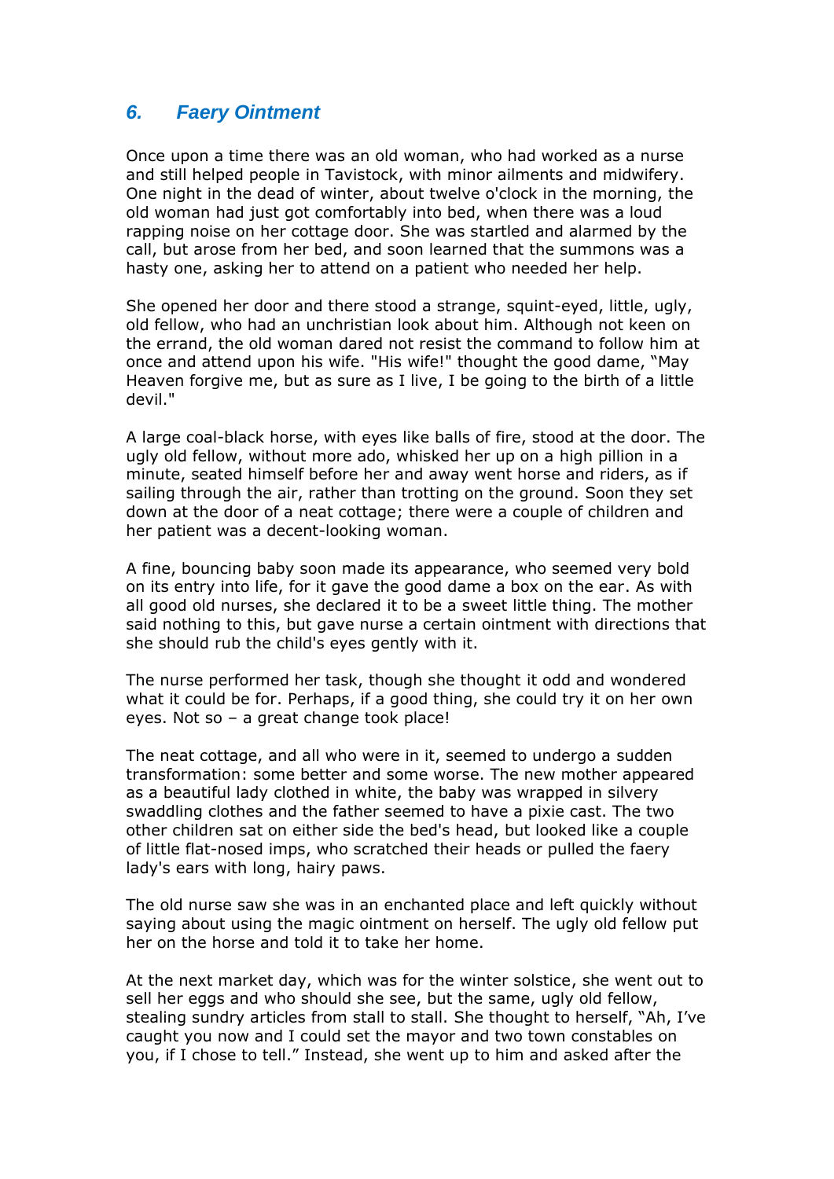## 6. *Faery Ointment*

Once upon a time there was an old woman, who had worked as a nurse and still helped people in Tavistock, with minor ailments and midwifery. One night in the dead of winter, about twelve o'clock in the morning, the old woman had just got comfortably into bed, when there was a loud rapping noise on her cottage door. She was startled and alarmed by the call, but arose from her bed, and soon learned that the summons was a hasty one, asking her to attend on a patient who needed her help.

She opened her door and there stood a strange, squint-eyed, little, ugly, old fellow, who had an unchristian look about him. Although not keen on the errand, the old woman dared not resist the command to follow him at once and attend upon his wife. "His wife!" thought the good dame, "May Heaven forgive me, but as sure as I live, I be going to the birth of a little devil."

A large coal-black horse, with eyes like balls of fire, stood at the door. The ugly old fellow, without more ado, whisked her up on a high pillion in a minute, seated himself before her and away went horse and riders, as if sailing through the air, rather than trotting on the ground. Soon they set down at the door of a neat cottage; there were a couple of children and her patient was a decent-looking woman.

A fine, bouncing baby soon made its appearance, who seemed very bold on its entry into life, for it gave the good dame a box on the ear. As with all good old nurses, she declared it to be a sweet little thing. The mother said nothing to this, but gave nurse a certain ointment with directions that she should rub the child's eyes gently with it.

The nurse performed her task, though she thought it odd and wondered what it could be for. Perhaps, if a good thing, she could try it on her own eyes. Not so – a great change took place!

The neat cottage, and all who were in it, seemed to undergo a sudden transformation: some better and some worse. The new mother appeared as a beautiful lady clothed in white, the baby was wrapped in silvery swaddling clothes and the father seemed to have a pixie cast. The two other children sat on either side the bed's head, but looked like a couple of little flat-nosed imps, who scratched their heads or pulled the faery lady's ears with long, hairy paws.

The old nurse saw she was in an enchanted place and left quickly without saying about using the magic ointment on herself. The ugly old fellow put her on the horse and told it to take her home.

At the next market day, which was for the winter solstice, she went out to sell her eggs and who should she see, but the same, ugly old fellow, stealing sundry articles from stall to stall. She thought to herself, "Ah, I've caught you now and I could set the mayor and two town constables on you, if I chose to tell." Instead, she went up to him and asked after the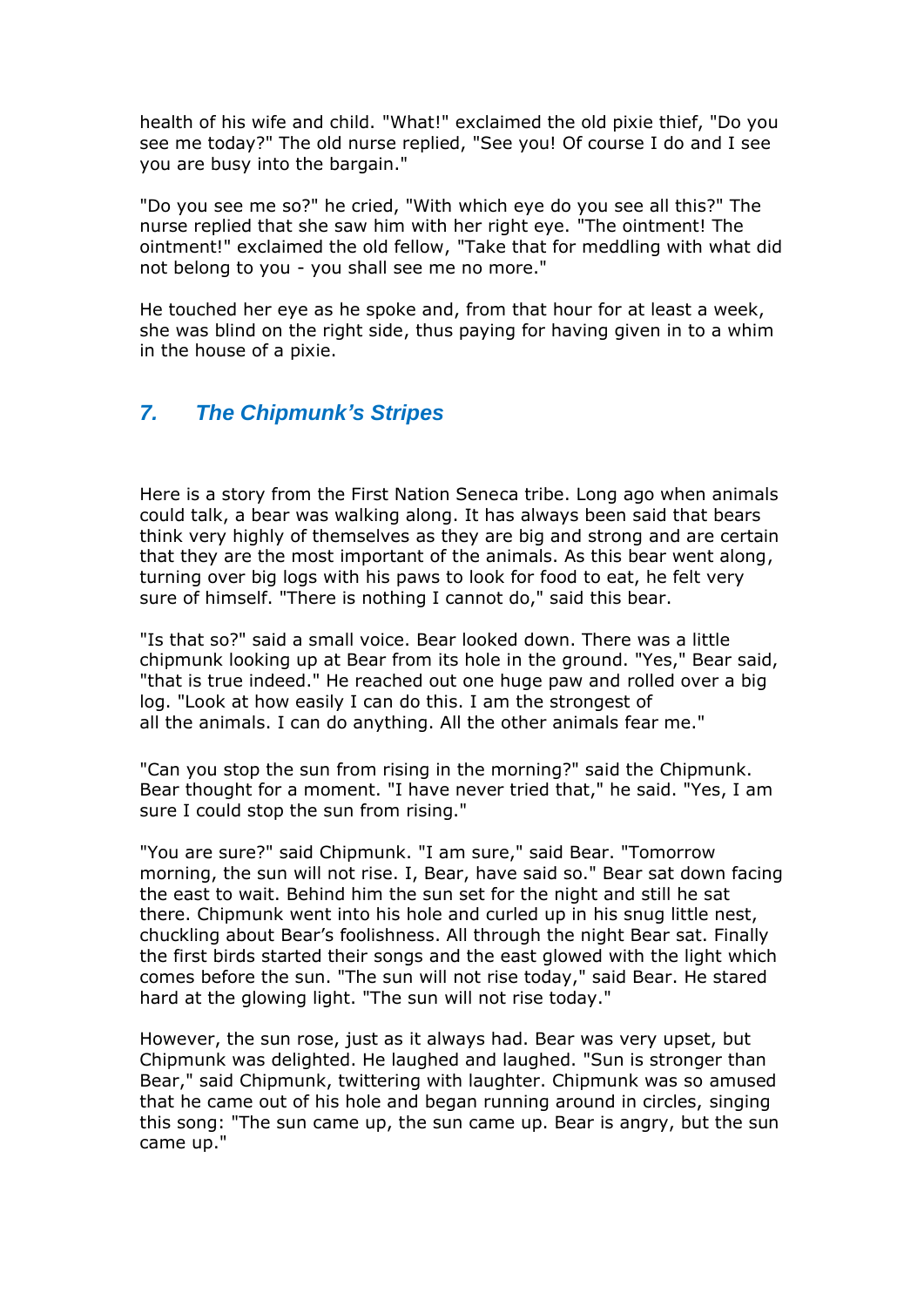health of his wife and child. "What!" exclaimed the old pixie thief, "Do you see me today?" The old nurse replied, "See you! Of course I do and I see you are busy into the bargain."

"Do you see me so?" he cried, "With which eye do you see all this?" The nurse replied that she saw him with her right eye. "The ointment! The ointment!" exclaimed the old fellow, "Take that for meddling with what did not belong to you - you shall see me no more."

He touched her eye as he spoke and, from that hour for at least a week, she was blind on the right side, thus paying for having given in to a whim in the house of a pixie.

## *7. The Chipmunk's Stripes*

Here is a story from the First Nation Seneca tribe. Long ago when animals could talk, a bear was walking along. It has always been said that bears think very highly of themselves as they are big and strong and are certain that they are the most important of the animals. As this bear went along, turning over big logs with his paws to look for food to eat, he felt very sure of himself. "There is nothing I cannot do," said this bear.

"Is that so?" said a small voice. Bear looked down. There was a little chipmunk looking up at Bear from its hole in the ground. "Yes," Bear said, "that is true indeed." He reached out one huge paw and rolled over a big log. "Look at how easily I can do this. I am the strongest of all the animals. I can do anything. All the other animals fear me."

"Can you stop the sun from rising in the morning?" said the Chipmunk. Bear thought for a moment. "I have never tried that," he said. "Yes, I am sure I could stop the sun from rising."

"You are sure?" said Chipmunk. "I am sure," said Bear. "Tomorrow morning, the sun will not rise. I, Bear, have said so." Bear sat down facing the east to wait. Behind him the sun set for the night and still he sat there. Chipmunk went into his hole and curled up in his snug little nest, chuckling about Bear's foolishness. All through the night Bear sat. Finally the first birds started their songs and the east glowed with the light which comes before the sun. "The sun will not rise today," said Bear. He stared hard at the glowing light. "The sun will not rise today."

However, the sun rose, just as it always had. Bear was very upset, but Chipmunk was delighted. He laughed and laughed. "Sun is stronger than Bear," said Chipmunk, twittering with laughter. Chipmunk was so amused that he came out of his hole and began running around in circles, singing this song: "The sun came up, the sun came up. Bear is angry, but the sun came up."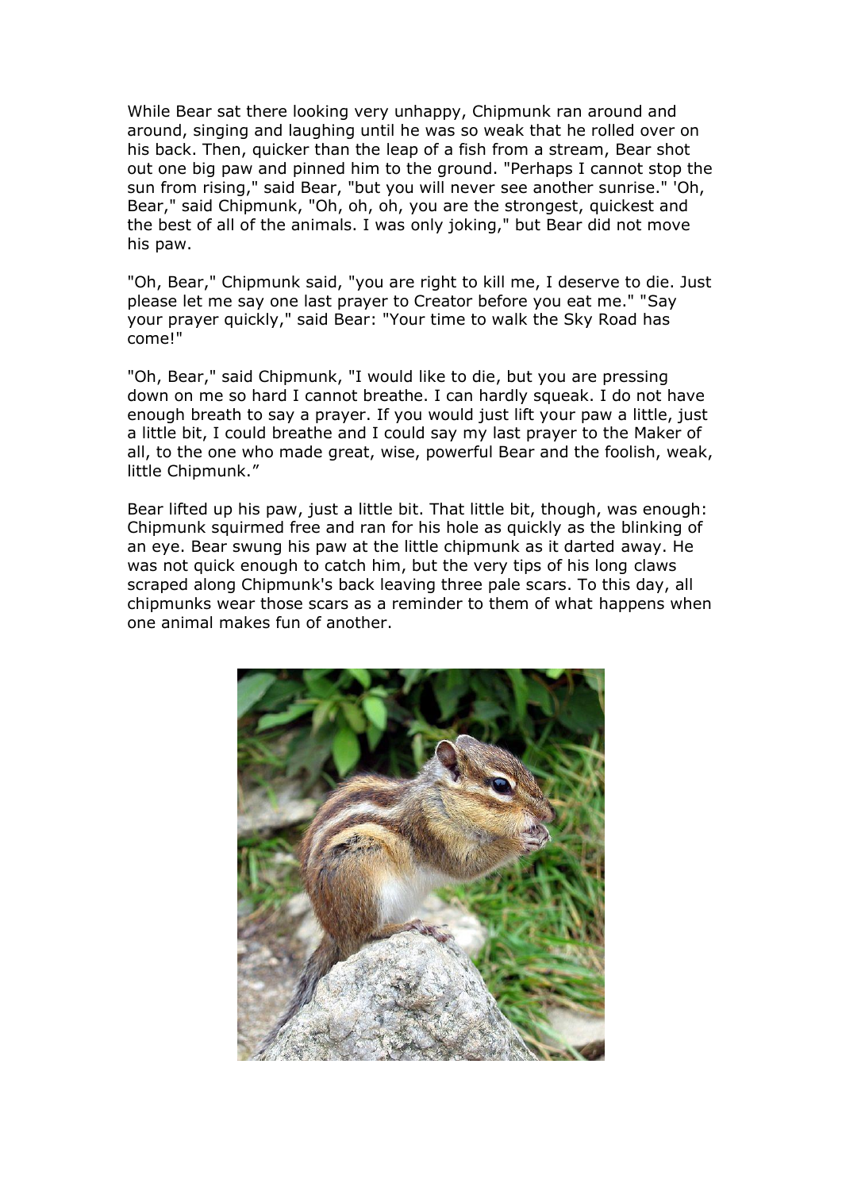While Bear sat there looking very unhappy, Chipmunk ran around and around, singing and laughing until he was so weak that he rolled over on his back. Then, quicker than the leap of a fish from a stream, Bear shot out one big paw and pinned him to the ground. "Perhaps I cannot stop the sun from rising," said Bear, "but you will never see another sunrise." 'Oh, Bear," said Chipmunk, "Oh, oh, oh, you are the strongest, quickest and the best of all of the animals. I was only joking," but Bear did not move his paw.

"Oh, Bear," Chipmunk said, "you are right to kill me, I deserve to die. Just please let me say one last prayer to Creator before you eat me." "Say your prayer quickly," said Bear: "Your time to walk the Sky Road has come!"

"Oh, Bear," said Chipmunk, "I would like to die, but you are pressing down on me so hard I cannot breathe. I can hardly squeak. I do not have enough breath to say a prayer. If you would just lift your paw a little, just a little bit, I could breathe and I could say my last prayer to the Maker of all, to the one who made great, wise, powerful Bear and the foolish, weak, little Chipmunk."

Bear lifted up his paw, just a little bit. That little bit, though, was enough: Chipmunk squirmed free and ran for his hole as quickly as the blinking of an eye. Bear swung his paw at the little chipmunk as it darted away. He was not quick enough to catch him, but the very tips of his long claws scraped along Chipmunk's back leaving three pale scars. To this day, all chipmunks wear those scars as a reminder to them of what happens when one animal makes fun of another.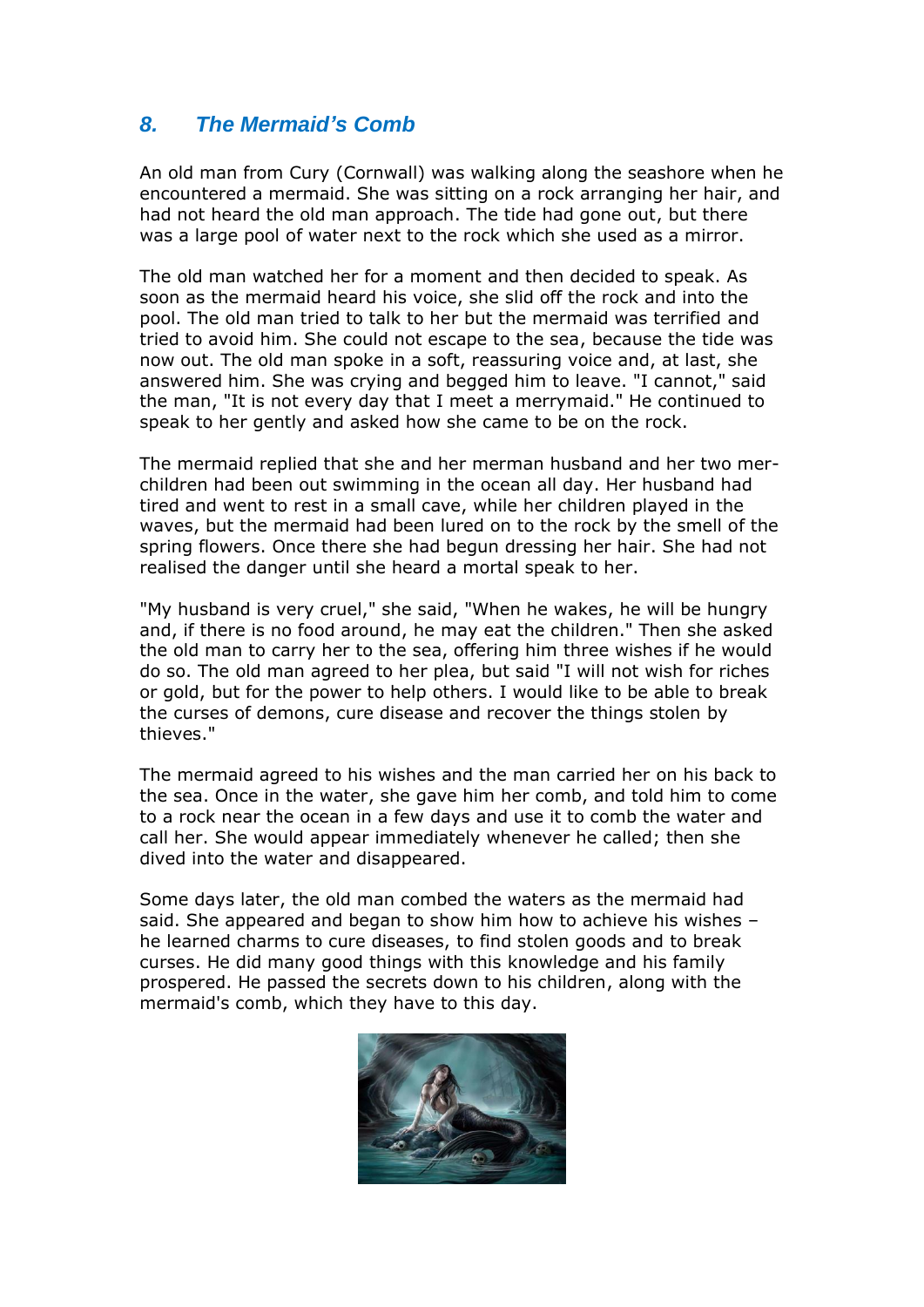## 8. *The Mermaid's Comb*

An old man from Cury (Cornwall) was walking along the seashore when he encountered a mermaid. She was sitting on a rock arranging her hair, and had not heard the old man approach. The tide had gone out, but there was a large pool of water next to the rock which she used as a mirror.

The old man watched her for a moment and then decided to speak. As soon as the mermaid heard his voice, she slid off the rock and into the pool. The old man tried to talk to her but the mermaid was terrified and tried to avoid him. She could not escape to the sea, because the tide was now out. The old man spoke in a soft, reassuring voice and, at last, she answered him. She was crying and begged him to leave. "I cannot," said the man, "It is not every day that I meet a merrymaid." He continued to speak to her gently and asked how she came to be on the rock.

The mermaid replied that she and her merman husband and her two mer-children had been out swimming in the ocean all day. Her husband had tired and went to rest in a small cave, while her children played in the waves, but the mermaid had been lured on to the rock by the smell of the spring flowers. Once there she had begun dressing her hair. She had not realised the danger until she heard a mortal speak to her.

"My husband is very cruel," she said, "When he wakes, he will be hungry and, if there is no food around, he may eat the children." Then she asked the old man to carry her to the sea, offering him three wishes if he would do so. The old man agreed to her plea, but said "I will not wish for riches or gold, but for the power to help others. I would like to be able to break the curses of demons, cure disease and recover the things stolen by thieves."

The mermaid agreed to his wishes and the man carried her on his back to the sea. Once in the water, she gave him her comb, and told him to come to a rock near the ocean in a few days and use it to comb the water and call her. She would appear immediately whenever he called; then she dived into the water and disappeared.

Some days later, the old man combed the waters as the mermaid had said. She appeared and began to show him how to achieve his wishes – he learned charms to cure diseases, to find stolen goods and to break curses. He did many good things with this knowledge and his family prospered. He passed the secrets down to his children, along with the mermaid's comb, which they have to this day.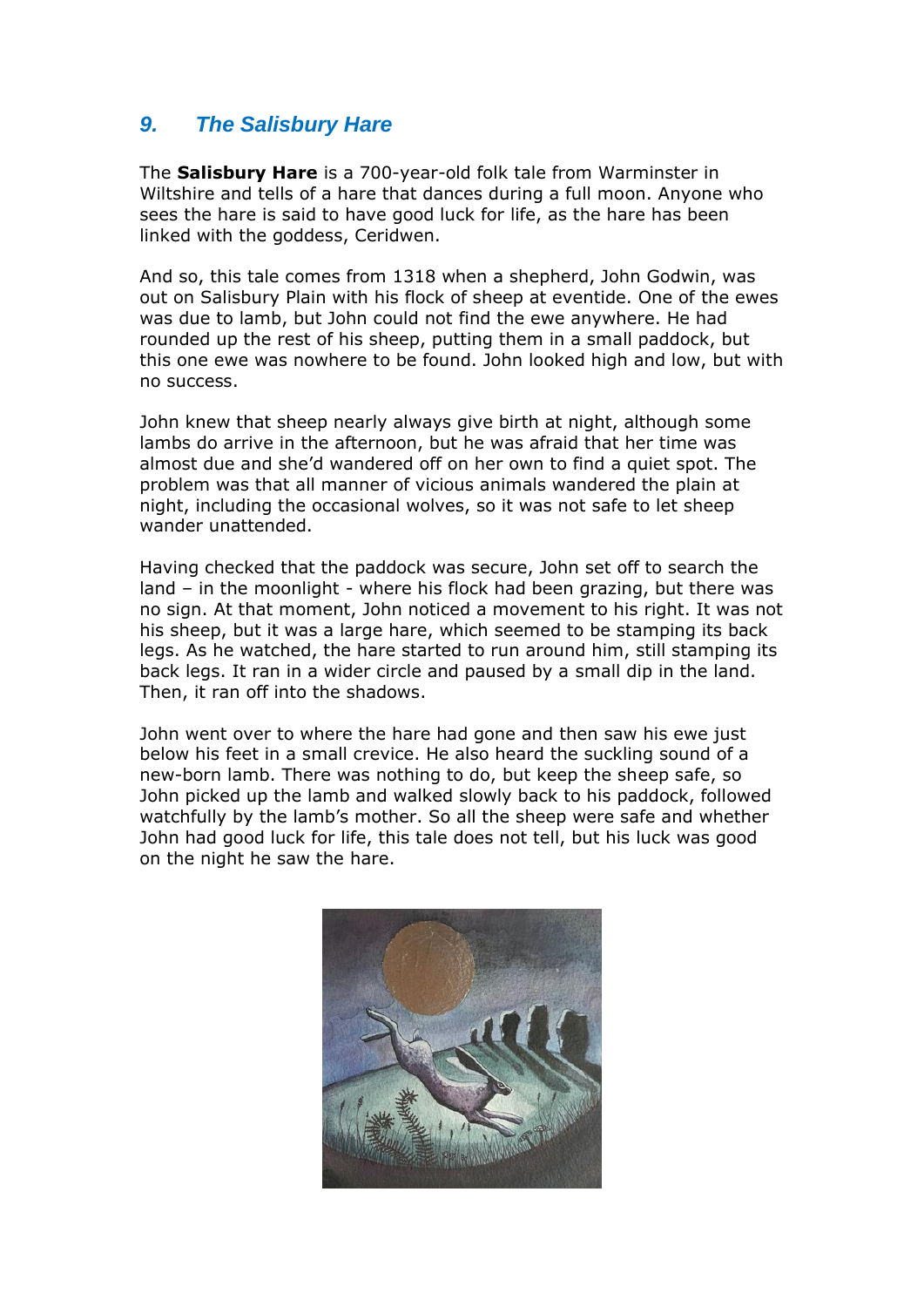## 9. *The Salisbury Hare*

The **Salisbury Hare** is a 700-year-old folk tale from Warminster in Wiltshire and tells of a hare that dances during a full moon. Anyone who sees the hare is said to have good luck for life, as the hare has been linked with the goddess, Ceridwen.

And so, this tale comes from 1318 when a shepherd, John Godwin, was out on Salisbury Plain with his flock of sheep at eventide. One of the ewes was due to lamb, but John could not find the ewe anywhere. He had rounded up the rest of his sheep, putting them in a small paddock, but this one ewe was nowhere to be found. John looked high and low, but with no success.

John knew that sheep nearly always give birth at night, although some lambs do arrive in the afternoon, but he was afraid that her time was almost due and she'd wandered off on her own to find a quiet spot. The problem was that all manner of vicious animals wandered the plain at night, including the occasional wolves, so it was not safe to let sheep wander unattended.

Having checked that the paddock was secure, John set off to search the land – in the moonlight - where his flock had been grazing, but there was no sign. At that moment, John noticed a movement to his right. It was not his sheep, but it was a large hare, which seemed to be stamping its back legs. As he watched, the hare started to run around him, still stamping its back legs. It ran in a wider circle and paused by a small dip in the land. Then, it ran off into the shadows.

John went over to where the hare had gone and then saw his ewe just below his feet in a small crevice. He also heard the suckling sound of a new-born lamb. There was nothing to do, but keep the sheep safe, so John picked up the lamb and walked slowly back to his paddock, followed watchfully by the lamb's mother. So all the sheep were safe and whether John had good luck for life, this tale does not tell, but his luck was good on the night he saw the hare.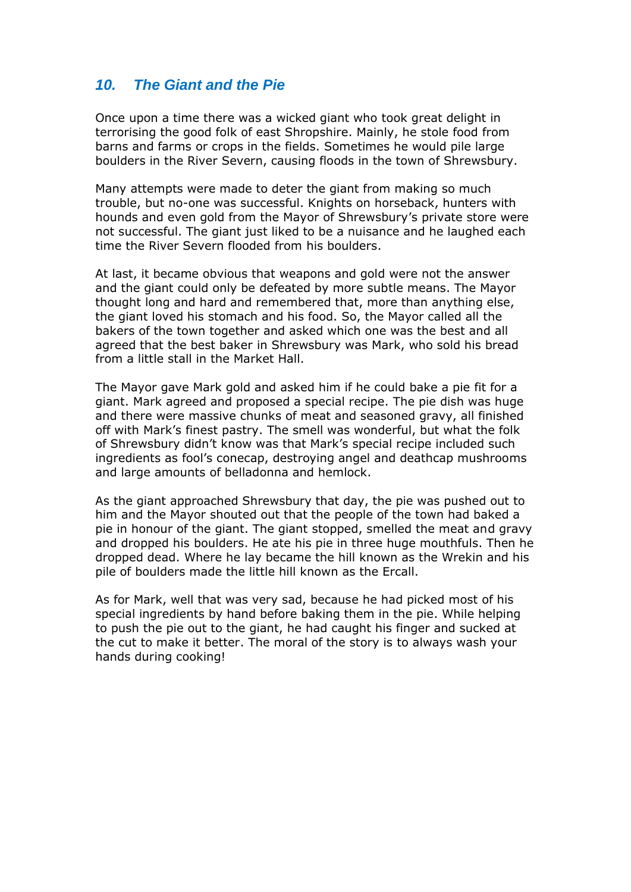## 10. The Giant and the Pie

Once upon a time there was a wicked giant who took great delight in terrorising the good folk of east Shropshire. Mainly, he stole food from barns and farms or crops in the fields. Sometimes he would pile large boulders in the River Severn, causing floods in the town of Shrewsbury.

Many attempts were made to deter the giant from making so much trouble, but no-one was successful. Knights on horseback, hunters with hounds and even gold from the Mayor of Shrewsbury's private store were not successful. The giant just liked to be a nuisance and he laughed each time the River Severn flooded from his boulders.

At last, it became obvious that weapons and gold were not the answer and the giant could only be defeated by more subtle means. The Mayor thought long and hard and remembered that, more than anything else, the giant loved his stomach and his food. So, the Mayor called all the bakers of the town together and asked which one was the best and all agreed that the best baker in Shrewsbury was Mark, who sold his bread from a little stall in the Market Hall.

The Mayor gave Mark gold and asked him if he could bake a pie fit for a giant. Mark agreed and proposed a special recipe. The pie dish was huge and there were massive chunks of meat and seasoned gravy, all finished off with Mark's finest pastry. The smell was wonderful, but what the folk of Shrewsbury didn't know was that Mark's special recipe included such ingredients as fool's conecap, destroying angel and deathcap mushrooms and large amounts of belladonna and hemlock.

As the giant approached Shrewsbury that day, the pie was pushed out to him and the Mayor shouted out that the people of the town had baked a pie in honour of the giant. The giant stopped, smelled the meat and gravy and dropped his boulders. He ate his pie in three huge mouthfuls. Then he dropped dead. Where he lay became the hill known as the Wrekin and his pile of boulders made the little hill known as the Ercall.

As for Mark, well that was very sad, because he had picked most of his special ingredients by hand before baking them in the pie. While helping to push the pie out to the giant, he had caught his finger and sucked at the cut to make it better. The moral of the story is to always wash your hands during cooking!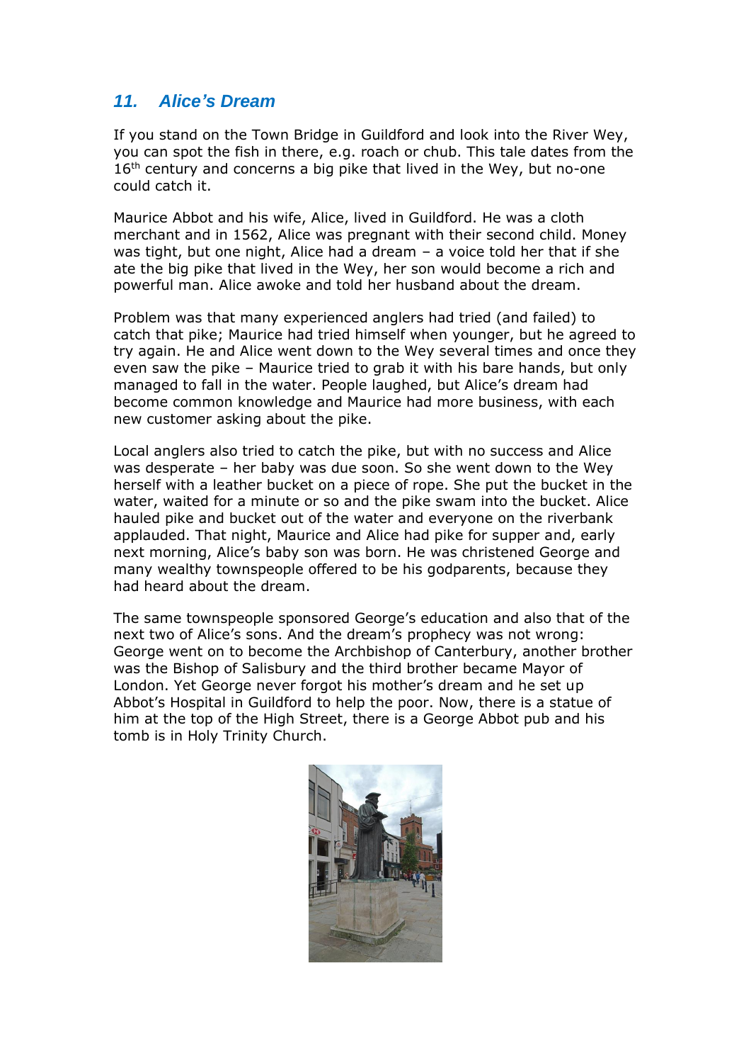## 11. *Alice's Dream*

If you stand on the Town Bridge in Guildford and look into the River Wey, you can spot the fish in there, e.g. roach or chub. This tale dates from the 16th century and concerns a big pike that lived in the Wey, but no-one could catch it.

Maurice Abbot and his wife, Alice, lived in Guildford. He was a cloth merchant and in 1562, Alice was pregnant with their second child. Money was tight, but one night, Alice had a dream – a voice told her that if she ate the big pike that lived in the Wey, her son would become a rich and powerful man. Alice awoke and told her husband about the dream.

Problem was that many experienced anglers had tried (and failed) to catch that pike; Maurice had tried himself when younger, but he agreed to try again. He and Alice went down to the Wey several times and once they even saw the pike – Maurice tried to grab it with his bare hands, but only managed to fall in the water. People laughed, but Alice's dream had become common knowledge and Maurice had more business, with each new customer asking about the pike.

Local anglers also tried to catch the pike, but with no success and Alice was desperate – her baby was due soon. So she went down to the Wey herself with a leather bucket on a piece of rope. She put the bucket in the water, waited for a minute or so and the pike swam into the bucket. Alice hauled pike and bucket out of the water and everyone on the riverbank applauded. That night, Maurice and Alice had pike for supper and, early next morning, Alice's baby son was born. He was christened George and many wealthy townspeople offered to be his godparents, because they had heard about the dream.

The same townspeople sponsored George's education and also that of the next two of Alice's sons. And the dream's prophecy was not wrong: George went on to become the Archbishop of Canterbury, another brother was the Bishop of Salisbury and the third brother became Mayor of London. Yet George never forgot his mother's dream and he set up Abbot's Hospital in Guildford to help the poor. Now, there is a statue of him at the top of the High Street, there is a George Abbot pub and his tomb is in Holy Trinity Church.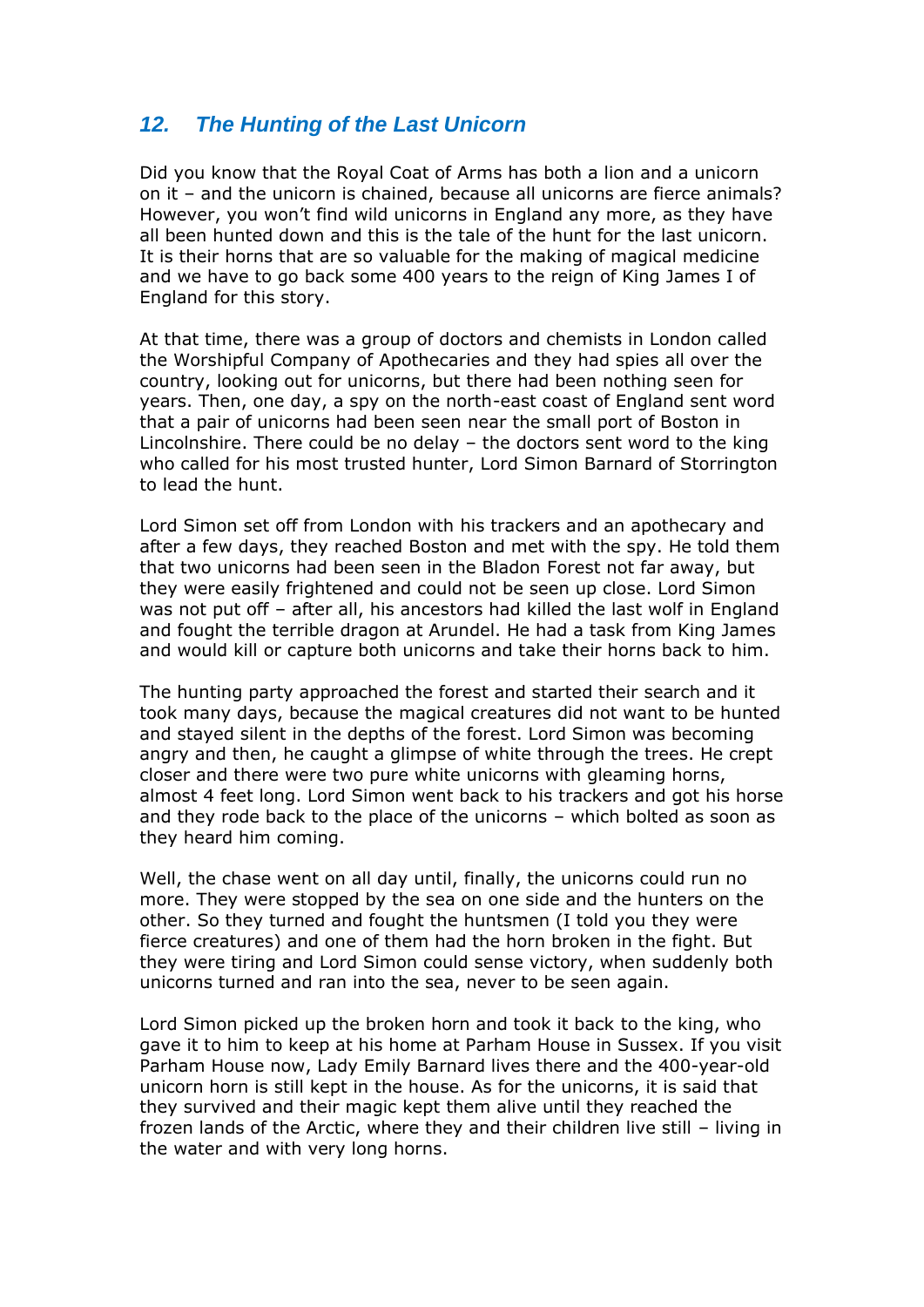## *12. The Hunting of the Last Unicorn*

Did you know that the Royal Coat of Arms has both a lion and a unicorn on it – and the unicorn is chained, because all unicorns are fierce animals? However, you won't find wild unicorns in England any more, as they have all been hunted down and this is the tale of the hunt for the last unicorn. It is their horns that are so valuable for the making of magical medicine and we have to go back some 400 years to the reign of King James I of England for this story.

At that time, there was a group of doctors and chemists in London called the Worshipful Company of Apothecaries and they had spies all over the country, looking out for unicorns, but there had been nothing seen for years. Then, one day, a spy on the north-east coast of England sent word that a pair of unicorns had been seen near the small port of Boston in Lincolnshire. There could be no delay – the doctors sent word to the king who called for his most trusted hunter, Lord Simon Barnard of Storrington to lead the hunt.

Lord Simon set off from London with his trackers and an apothecary and after a few days, they reached Boston and met with the spy. He told them that two unicorns had been seen in the Bladon Forest not far away, but they were easily frightened and could not be seen up close. Lord Simon was not put off – after all, his ancestors had killed the last wolf in England and fought the terrible dragon at Arundel. He had a task from King James and would kill or capture both unicorns and take their horns back to him.

The hunting party approached the forest and started their search and it took many days, because the magical creatures did not want to be hunted and stayed silent in the depths of the forest. Lord Simon was becoming angry and then, he caught a glimpse of white through the trees. He crept closer and there were two pure white unicorns with gleaming horns, almost 4 feet long. Lord Simon went back to his trackers and got his horse and they rode back to the place of the unicorns – which bolted as soon as they heard him coming.

Well, the chase went on all day until, finally, the unicorns could run no more. They were stopped by the sea on one side and the hunters on the other. So they turned and fought the huntsmen (I told you they were fierce creatures) and one of them had the horn broken in the fight. But they were tiring and Lord Simon could sense victory, when suddenly both unicorns turned and ran into the sea, never to be seen again.

Lord Simon picked up the broken horn and took it back to the king, who gave it to him to keep at his home at Parham House in Sussex. If you visit Parham House now, Lady Emily Barnard lives there and the 400-year-old unicorn horn is still kept in the house. As for the unicorns, it is said that they survived and their magic kept them alive until they reached the frozen lands of the Arctic, where they and their children live still – living in the water and with very long horns.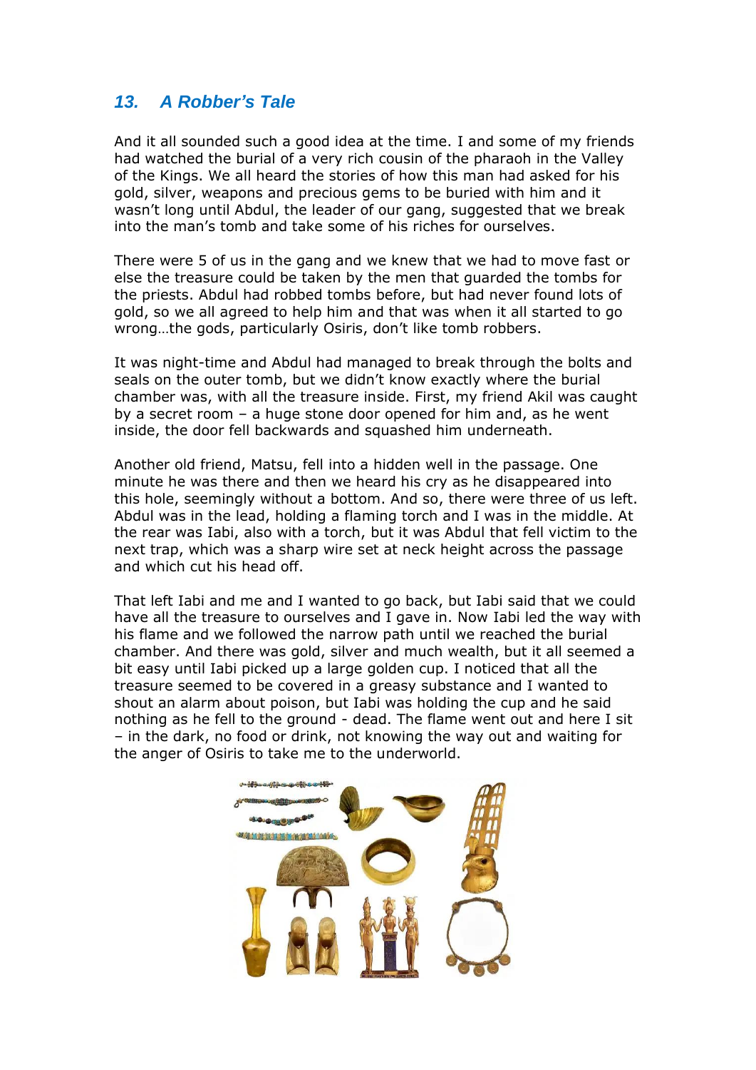## 13. *A Robber's Tale*

And it all sounded such a good idea at the time. I and some of my friends had watched the burial of a very rich cousin of the pharaoh in the Valley of the Kings. We all heard the stories of how this man had asked for his gold, silver, weapons and precious gems to be buried with him and it wasn't long until Abdul, the leader of our gang, suggested that we break into the man's tomb and take some of his riches for ourselves.

There were 5 of us in the gang and we knew that we had to move fast or else the treasure could be taken by the men that guarded the tombs for the priests. Abdul had robbed tombs before, but had never found lots of gold, so we all agreed to help him and that was when it all started to go wrong…the gods, particularly Osiris, don't like tomb robbers.

It was night-time and Abdul had managed to break through the bolts and seals on the outer tomb, but we didn't know exactly where the burial chamber was, with all the treasure inside. First, my friend Akil was caught by a secret room – a huge stone door opened for him and, as he went inside, the door fell backwards and squashed him underneath.

Another old friend, Matsu, fell into a hidden well in the passage. One minute he was there and then we heard his cry as he disappeared into this hole, seemingly without a bottom. And so, there were three of us left. Abdul was in the lead, holding a flaming torch and I was in the middle. At the rear was Iabi, also with a torch, but it was Abdul that fell victim to the next trap, which was a sharp wire set at neck height across the passage and which cut his head off.

That left Iabi and me and I wanted to go back, but Iabi said that we could have all the treasure to ourselves and I gave in. Now Iabi led the way with his flame and we followed the narrow path until we reached the burial chamber. And there was gold, silver and much wealth, but it all seemed a bit easy until Iabi picked up a large golden cup. I noticed that all the treasure seemed to be covered in a greasy substance and I wanted to shout an alarm about poison, but Iabi was holding the cup and he said nothing as he fell to the ground - dead. The flame went out and here I sit – in the dark, no food or drink, not knowing the way out and waiting for the anger of Osiris to take me to the underworld.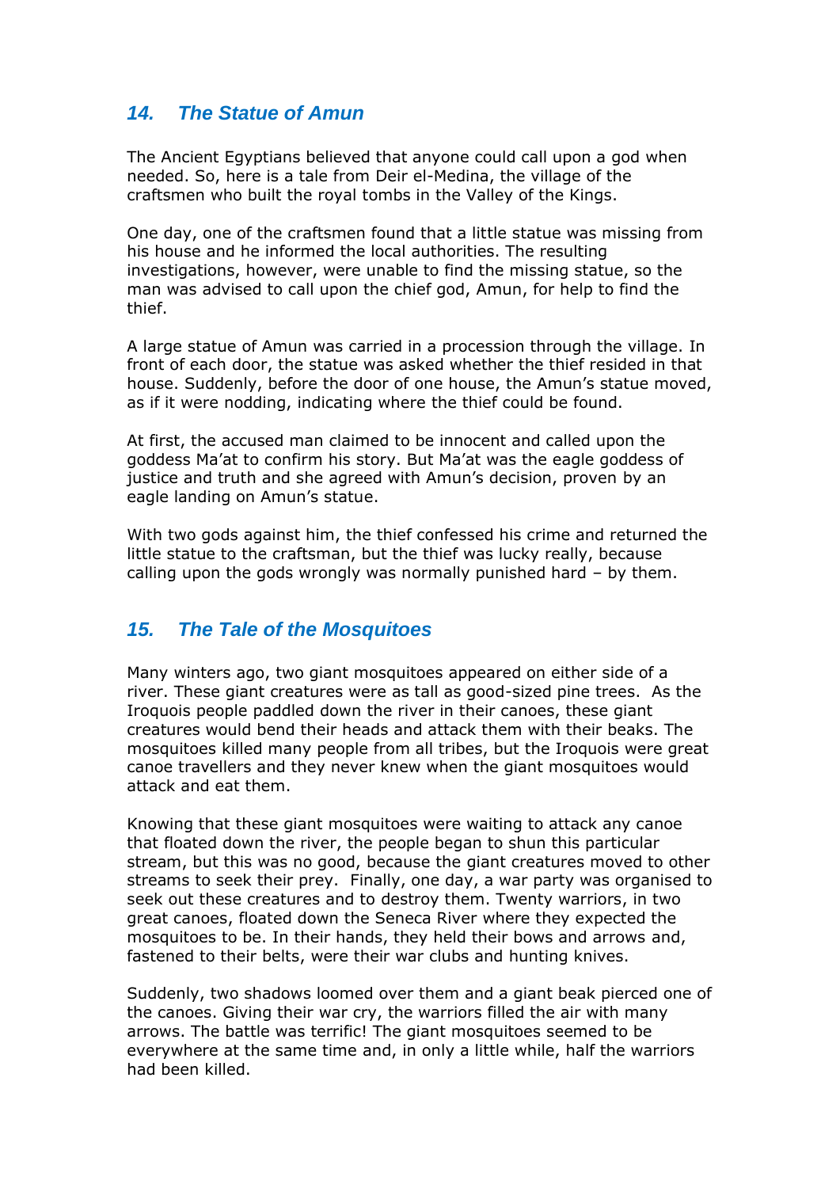## *14. The Statue of Amun*

The Ancient Egyptians believed that anyone could call upon a god when needed. So, here is a tale from Deir el-Medina, the village of the craftsmen who built the royal tombs in the Valley of the Kings.

One day, one of the craftsmen found that a little statue was missing from his house and he informed the local authorities. The resulting investigations, however, were unable to find the missing statue, so the man was advised to call upon the chief god, Amun, for help to find the thief.

A large statue of Amun was carried in a procession through the village. In front of each door, the statue was asked whether the thief resided in that house. Suddenly, before the door of one house, the Amun's statue moved, as if it were nodding, indicating where the thief could be found.

At first, the accused man claimed to be innocent and called upon the goddess Ma'at to confirm his story. But Ma'at was the eagle goddess of justice and truth and she agreed with Amun's decision, proven by an eagle landing on Amun's statue.

With two gods against him, the thief confessed his crime and returned the little statue to the craftsman, but the thief was lucky really, because calling upon the gods wrongly was normally punished hard – by them.

## *15. The Tale of the Mosquitoes*

Many winters ago, two giant mosquitoes appeared on either side of a river. These giant creatures were as tall as good-sized pine trees. As the Iroquois people paddled down the river in their canoes, these giant creatures would bend their heads and attack them with their beaks. The mosquitoes killed many people from all tribes, but the Iroquois were great canoe travellers and they never knew when the giant mosquitoes would attack and eat them.

Knowing that these giant mosquitoes were waiting to attack any canoe that floated down the river, the people began to shun this particular stream, but this was no good, because the giant creatures moved to other streams to seek their prey. Finally, one day, a war party was organised to seek out these creatures and to destroy them. Twenty warriors, in two great canoes, floated down the Seneca River where they expected the mosquitoes to be. In their hands, they held their bows and arrows and, fastened to their belts, were their war clubs and hunting knives.

Suddenly, two shadows loomed over them and a giant beak pierced one of the canoes. Giving their war cry, the warriors filled the air with many arrows. The battle was terrific! The giant mosquitoes seemed to be everywhere at the same time and, in only a little while, half the warriors had been killed.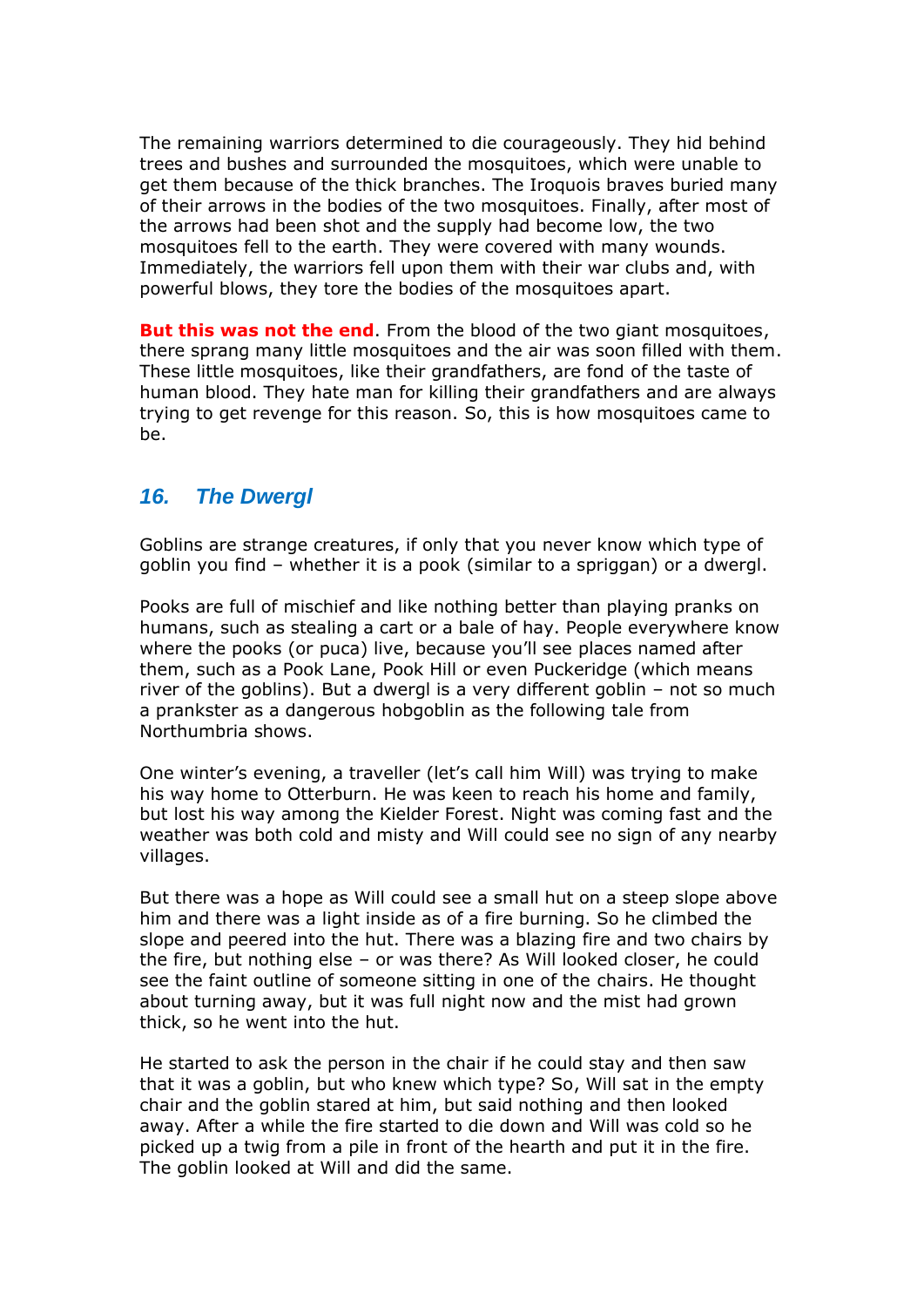The remaining warriors determined to die courageously. They hid behind trees and bushes and surrounded the mosquitoes, which were unable to get them because of the thick branches. The Iroquois braves buried many of their arrows in the bodies of the two mosquitoes. Finally, after most of the arrows had been shot and the supply had become low, the two mosquitoes fell to the earth. They were covered with many wounds. Immediately, the warriors fell upon them with their war clubs and, with powerful blows, they tore the bodies of the mosquitoes apart.

**But this was not the end**. From the blood of the two giant mosquitoes, there sprang many little mosquitoes and the air was soon filled with them. These little mosquitoes, like their grandfathers, are fond of the taste of human blood. They hate man for killing their grandfathers and are always trying to get revenge for this reason. So, this is how mosquitoes came to be.

## *16. The Dwergl*

Goblins are strange creatures, if only that you never know which type of goblin you find – whether it is a pook (similar to a spriggan) or a dwergl.

Pooks are full of mischief and like nothing better than playing pranks on humans, such as stealing a cart or a bale of hay. People everywhere know where the pooks (or puca) live, because you'll see places named after them, such as a Pook Lane, Pook Hill or even Puckeridge (which means river of the goblins). But a dwergl is a very different goblin – not so much a prankster as a dangerous hobgoblin as the following tale from Northumbria shows.

One winter's evening, a traveller (let's call him Will) was trying to make his way home to Otterburn. He was keen to reach his home and family, but lost his way among the Kielder Forest. Night was coming fast and the weather was both cold and misty and Will could see no sign of any nearby villages.

But there was a hope as Will could see a small hut on a steep slope above him and there was a light inside as of a fire burning. So he climbed the slope and peered into the hut. There was a blazing fire and two chairs by the fire, but nothing else – or was there? As Will looked closer, he could see the faint outline of someone sitting in one of the chairs. He thought about turning away, but it was full night now and the mist had grown thick, so he went into the hut.

He started to ask the person in the chair if he could stay and then saw that it was a goblin, but who knew which type? So, Will sat in the empty chair and the goblin stared at him, but said nothing and then looked away. After a while the fire started to die down and Will was cold so he picked up a twig from a pile in front of the hearth and put it in the fire. The goblin looked at Will and did the same.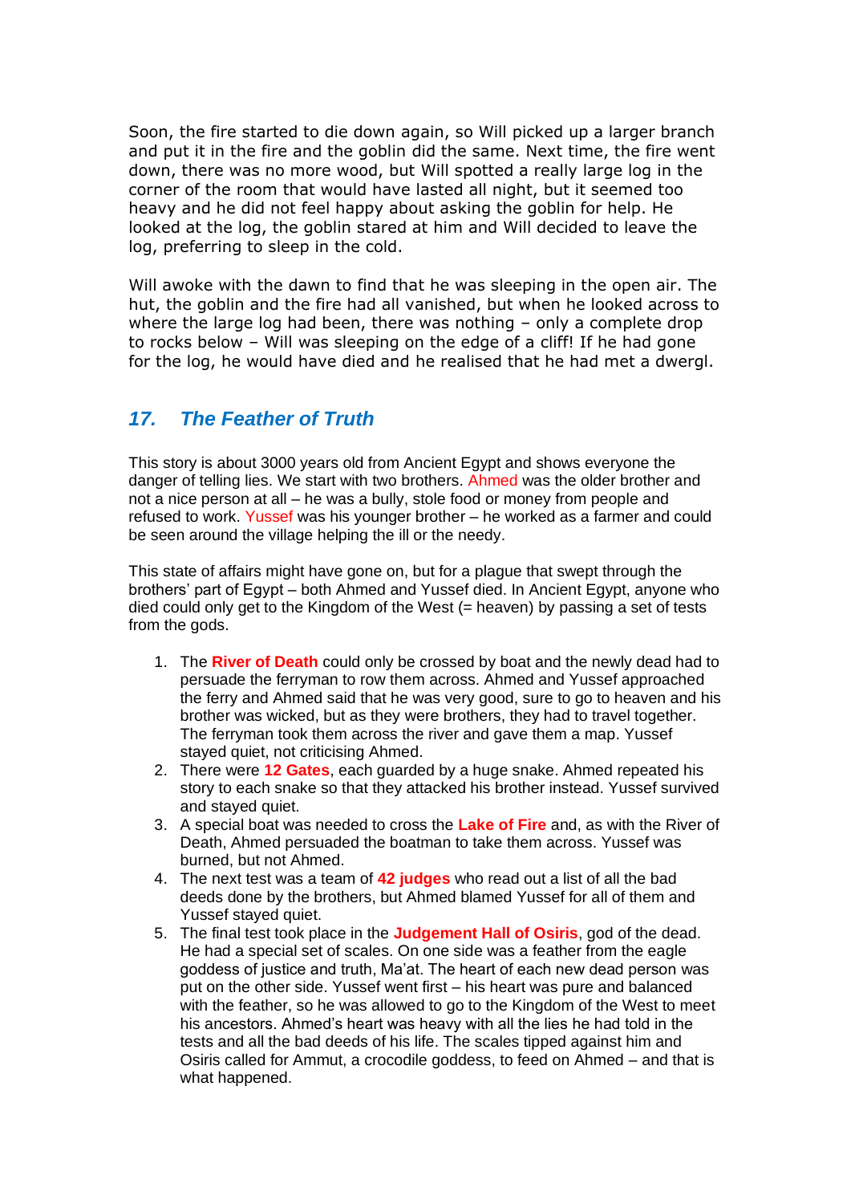Soon, the fire started to die down again, so Will picked up a larger branch and put it in the fire and the goblin did the same. Next time, the fire went down, there was no more wood, but Will spotted a really large log in the corner of the room that would have lasted all night, but it seemed too heavy and he did not feel happy about asking the goblin for help. He looked at the log, the goblin stared at him and Will decided to leave the log, preferring to sleep in the cold.

Will awoke with the dawn to find that he was sleeping in the open air. The hut, the goblin and the fire had all vanished, but when he looked across to where the large log had been, there was nothing – only a complete drop to rocks below – Will was sleeping on the edge of a cliff! If he had gone for the log, he would have died and he realised that he had met a dwergl.

## *17. The Feather of Truth*

This story is about 3000 years old from Ancient Egypt and shows everyone the danger of telling lies. We start with two brothers. Ahmed was the older brother and not a nice person at all – he was a bully, stole food or money from people and refused to work. Yussef was his younger brother – he worked as a farmer and could be seen around the village helping the ill or the needy.

This state of affairs might have gone on, but for a plague that swept through the brothers' part of Egypt – both Ahmed and Yussef died. In Ancient Egypt, anyone who died could only get to the Kingdom of the West (= heaven) by passing a set of tests from the gods.

1. The **River of Death** could only be crossed by boat and the newly dead had to persuade the ferryman to row them across. Ahmed and Yussef approached the ferry and Ahmed said that he was very good, sure to go to heaven and his brother was wicked, but as they were brothers, they had to travel together. The ferryman took them across the river and gave them a map. Yussef stayed quiet, not criticising Ahmed.
2. There were **12 Gates**, each guarded by a huge snake. Ahmed repeated his story to each snake so that they attacked his brother instead. Yussef survived and stayed quiet.
3. A special boat was needed to cross the **Lake of Fire** and, as with the River of Death, Ahmed persuaded the boatman to take them across. Yussef was burned, but not Ahmed.
4. The next test was a team of **42 judges** who read out a list of all the bad deeds done by the brothers, but Ahmed blamed Yussef for all of them and Yussef stayed quiet.
5. The final test took place in the **Judgement Hall of Osiris**, god of the dead. He had a special set of scales. On one side was a feather from the eagle goddess of justice and truth, Ma'at. The heart of each new dead person was put on the other side. Yussef went first – his heart was pure and balanced with the feather, so he was allowed to go to the Kingdom of the West to meet his ancestors. Ahmed's heart was heavy with all the lies he had told in the tests and all the bad deeds of his life. The scales tipped against him and Osiris called for Ammut, a crocodile goddess, to feed on Ahmed – and that is what happened.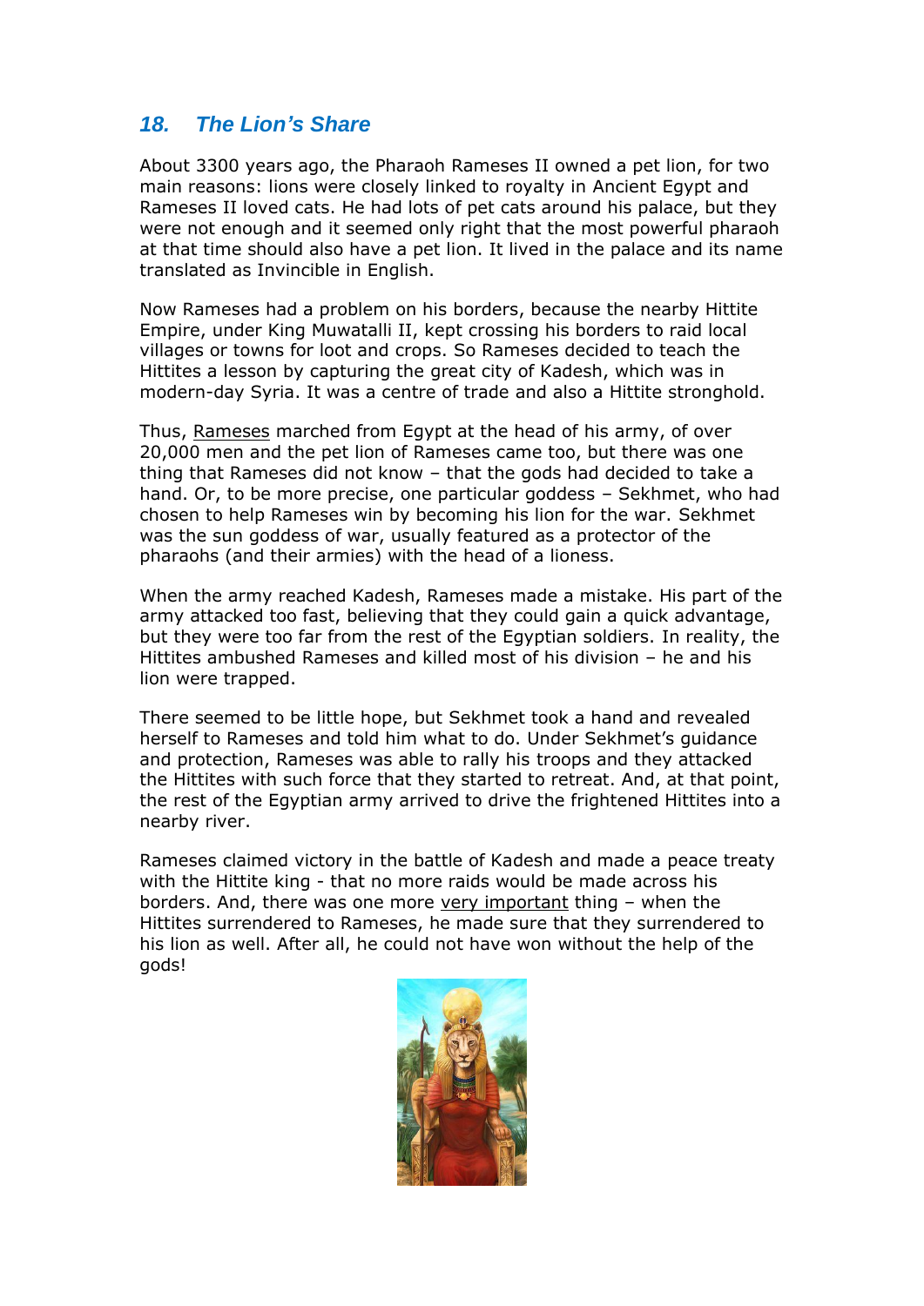## *18. The Lion's Share*

About 3300 years ago, the Pharaoh Rameses II owned a pet lion, for two main reasons: lions were closely linked to royalty in Ancient Egypt and Rameses II loved cats. He had lots of pet cats around his palace, but they were not enough and it seemed only right that the most powerful pharaoh at that time should also have a pet lion. It lived in the palace and its name translated as Invincible in English.

Now Rameses had a problem on his borders, because the nearby Hittite Empire, under King Muwatalli II, kept crossing his borders to raid local villages or towns for loot and crops. So Rameses decided to teach the Hittites a lesson by capturing the great city of Kadesh, which was in modern-day Syria. It was a centre of trade and also a Hittite stronghold.

Thus, Rameses marched from Egypt at the head of his army, of over 20,000 men and the pet lion of Rameses came too, but there was one thing that Rameses did not know – that the gods had decided to take a hand. Or, to be more precise, one particular goddess – Sekhmet, who had chosen to help Rameses win by becoming his lion for the war. Sekhmet was the sun goddess of war, usually featured as a protector of the pharaohs (and their armies) with the head of a lioness.

When the army reached Kadesh, Rameses made a mistake. His part of the army attacked too fast, believing that they could gain a quick advantage, but they were too far from the rest of the Egyptian soldiers. In reality, the Hittites ambushed Rameses and killed most of his division – he and his lion were trapped.

There seemed to be little hope, but Sekhmet took a hand and revealed herself to Rameses and told him what to do. Under Sekhmet's guidance and protection, Rameses was able to rally his troops and they attacked the Hittites with such force that they started to retreat. And, at that point, the rest of the Egyptian army arrived to drive the frightened Hittites into a nearby river.

Rameses claimed victory in the battle of Kadesh and made a peace treaty with the Hittite king - that no more raids would be made across his borders. And, there was one more very important thing – when the Hittites surrendered to Rameses, he made sure that they surrendered to his lion as well. After all, he could not have won without the help of the gods!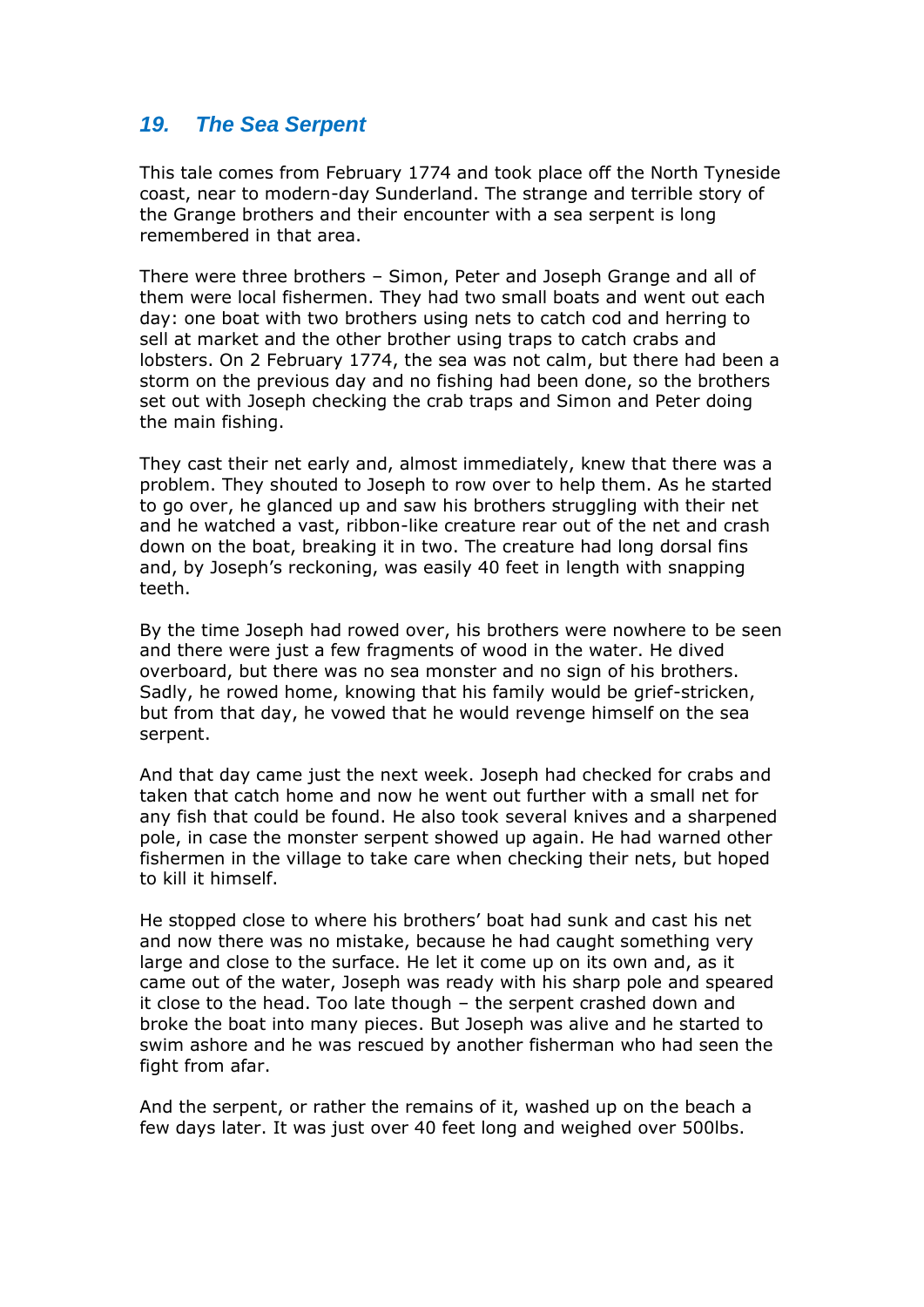## *19. The Sea Serpent*

This tale comes from February 1774 and took place off the North Tyneside coast, near to modern-day Sunderland. The strange and terrible story of the Grange brothers and their encounter with a sea serpent is long remembered in that area.

There were three brothers – Simon, Peter and Joseph Grange and all of them were local fishermen. They had two small boats and went out each day: one boat with two brothers using nets to catch cod and herring to sell at market and the other brother using traps to catch crabs and lobsters. On 2 February 1774, the sea was not calm, but there had been a storm on the previous day and no fishing had been done, so the brothers set out with Joseph checking the crab traps and Simon and Peter doing the main fishing.

They cast their net early and, almost immediately, knew that there was a problem. They shouted to Joseph to row over to help them. As he started to go over, he glanced up and saw his brothers struggling with their net and he watched a vast, ribbon-like creature rear out of the net and crash down on the boat, breaking it in two. The creature had long dorsal fins and, by Joseph's reckoning, was easily 40 feet in length with snapping teeth.

By the time Joseph had rowed over, his brothers were nowhere to be seen and there were just a few fragments of wood in the water. He dived overboard, but there was no sea monster and no sign of his brothers. Sadly, he rowed home, knowing that his family would be grief-stricken, but from that day, he vowed that he would revenge himself on the sea serpent.

And that day came just the next week. Joseph had checked for crabs and taken that catch home and now he went out further with a small net for any fish that could be found. He also took several knives and a sharpened pole, in case the monster serpent showed up again. He had warned other fishermen in the village to take care when checking their nets, but hoped to kill it himself.

He stopped close to where his brothers' boat had sunk and cast his net and now there was no mistake, because he had caught something very large and close to the surface. He let it come up on its own and, as it came out of the water, Joseph was ready with his sharp pole and speared it close to the head. Too late though – the serpent crashed down and broke the boat into many pieces. But Joseph was alive and he started to swim ashore and he was rescued by another fisherman who had seen the fight from afar.

And the serpent, or rather the remains of it, washed up on the beach a few days later. It was just over 40 feet long and weighed over 500lbs.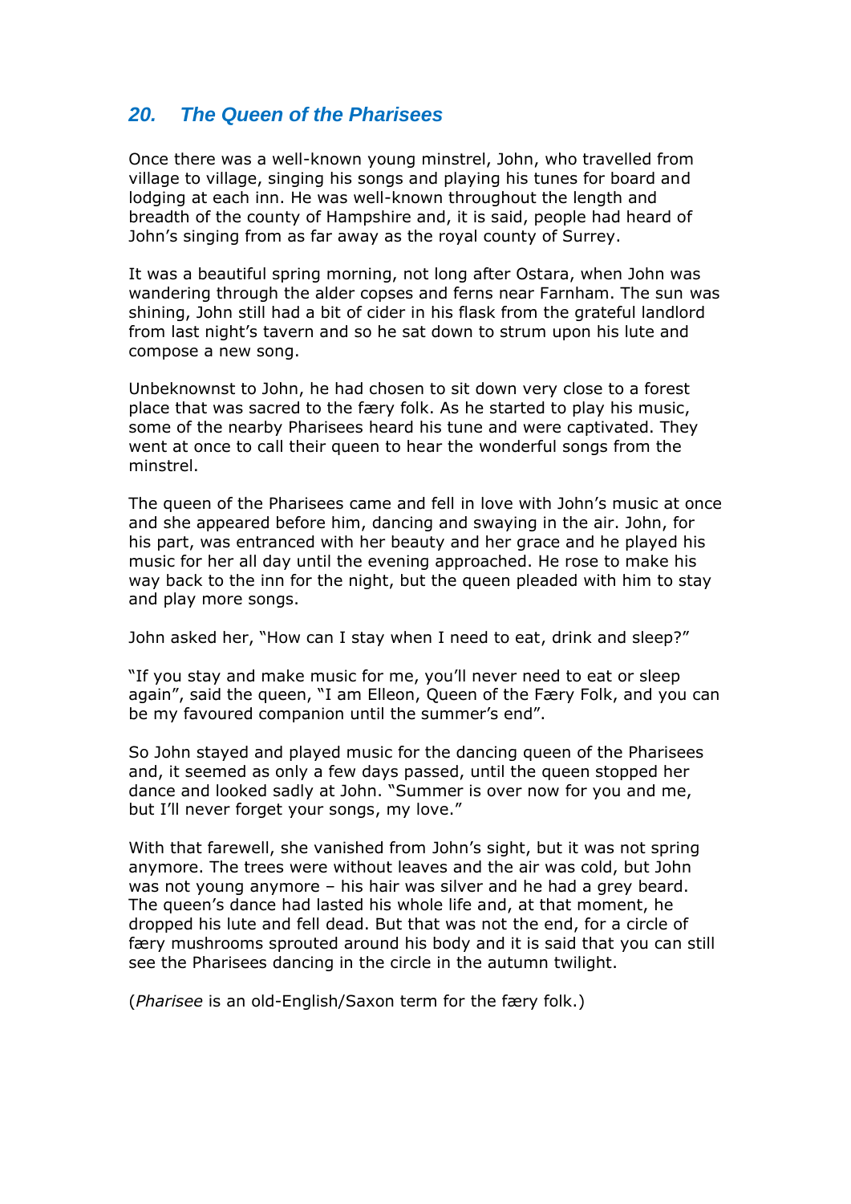## *20. The Queen of the Pharisees*

Once there was a well-known young minstrel, John, who travelled from village to village, singing his songs and playing his tunes for board and lodging at each inn. He was well-known throughout the length and breadth of the county of Hampshire and, it is said, people had heard of John's singing from as far away as the royal county of Surrey.

It was a beautiful spring morning, not long after Ostara, when John was wandering through the alder copses and ferns near Farnham. The sun was shining, John still had a bit of cider in his flask from the grateful landlord from last night's tavern and so he sat down to strum upon his lute and compose a new song.

Unbeknownst to John, he had chosen to sit down very close to a forest place that was sacred to the færy folk. As he started to play his music, some of the nearby Pharisees heard his tune and were captivated. They went at once to call their queen to hear the wonderful songs from the minstrel.

The queen of the Pharisees came and fell in love with John's music at once and she appeared before him, dancing and swaying in the air. John, for his part, was entranced with her beauty and her grace and he played his music for her all day until the evening approached. He rose to make his way back to the inn for the night, but the queen pleaded with him to stay and play more songs.

John asked her, "How can I stay when I need to eat, drink and sleep?"

"If you stay and make music for me, you'll never need to eat or sleep again", said the queen, "I am Elleon, Queen of the Færy Folk, and you can be my favoured companion until the summer's end".

So John stayed and played music for the dancing queen of the Pharisees and, it seemed as only a few days passed, until the queen stopped her dance and looked sadly at John. "Summer is over now for you and me, but I'll never forget your songs, my love."

With that farewell, she vanished from John's sight, but it was not spring anymore. The trees were without leaves and the air was cold, but John was not young anymore – his hair was silver and he had a grey beard. The queen's dance had lasted his whole life and, at that moment, he dropped his lute and fell dead. But that was not the end, for a circle of færy mushrooms sprouted around his body and it is said that you can still see the Pharisees dancing in the circle in the autumn twilight.

(*Pharisee* is an old-English/Saxon term for the færy folk.)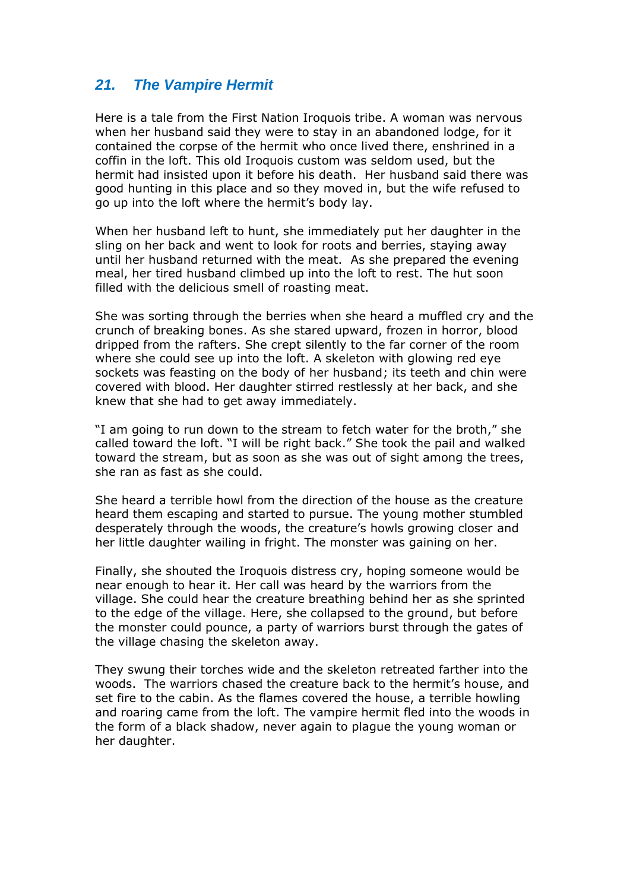## 21. The Vampire Hermit

Here is a tale from the First Nation Iroquois tribe. A woman was nervous when her husband said they were to stay in an abandoned lodge, for it contained the corpse of the hermit who once lived there, enshrined in a coffin in the loft. This old Iroquois custom was seldom used, but the hermit had insisted upon it before his death. Her husband said there was good hunting in this place and so they moved in, but the wife refused to go up into the loft where the hermit's body lay.

When her husband left to hunt, she immediately put her daughter in the sling on her back and went to look for roots and berries, staying away until her husband returned with the meat. As she prepared the evening meal, her tired husband climbed up into the loft to rest. The hut soon filled with the delicious smell of roasting meat.

She was sorting through the berries when she heard a muffled cry and the crunch of breaking bones. As she stared upward, frozen in horror, blood dripped from the rafters. She crept silently to the far corner of the room where she could see up into the loft. A skeleton with glowing red eye sockets was feasting on the body of her husband; its teeth and chin were covered with blood. Her daughter stirred restlessly at her back, and she knew that she had to get away immediately.

"I am going to run down to the stream to fetch water for the broth," she called toward the loft. "I will be right back." She took the pail and walked toward the stream, but as soon as she was out of sight among the trees, she ran as fast as she could.

She heard a terrible howl from the direction of the house as the creature heard them escaping and started to pursue. The young mother stumbled desperately through the woods, the creature's howls growing closer and her little daughter wailing in fright. The monster was gaining on her.

Finally, she shouted the Iroquois distress cry, hoping someone would be near enough to hear it. Her call was heard by the warriors from the village. She could hear the creature breathing behind her as she sprinted to the edge of the village. Here, she collapsed to the ground, but before the monster could pounce, a party of warriors burst through the gates of the village chasing the skeleton away.

They swung their torches wide and the skeleton retreated farther into the woods. The warriors chased the creature back to the hermit's house, and set fire to the cabin. As the flames covered the house, a terrible howling and roaring came from the loft. The vampire hermit fled into the woods in the form of a black shadow, never again to plague the young woman or her daughter.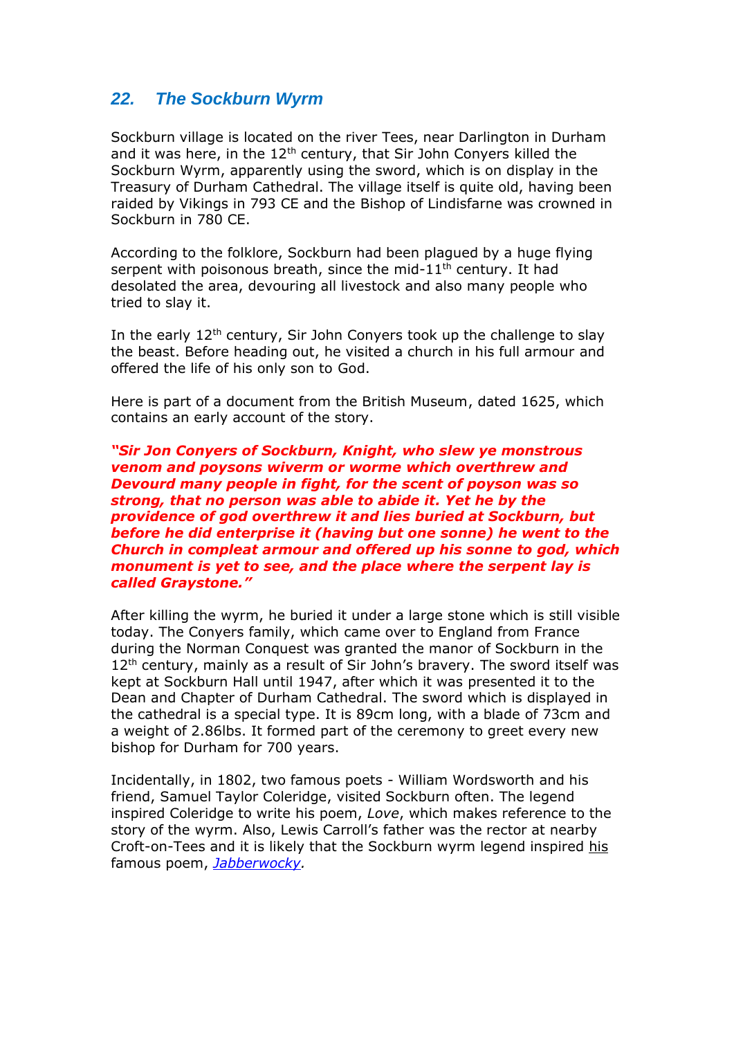## 22. *The Sockburn Wyrm*

Sockburn village is located on the river Tees, near Darlington in Durham and it was here, in the 12th century, that Sir John Conyers killed the Sockburn Wyrm, apparently using the sword, which is on display in the Treasury of Durham Cathedral. The village itself is quite old, having been raided by Vikings in 793 CE and the Bishop of Lindisfarne was crowned in Sockburn in 780 CE.

According to the folklore, Sockburn had been plagued by a huge flying serpent with poisonous breath, since the mid-11th century. It had desolated the area, devouring all livestock and also many people who tried to slay it.

In the early 12th century, Sir John Conyers took up the challenge to slay the beast. Before heading out, he visited a church in his full armour and offered the life of his only son to God.

Here is part of a document from the British Museum, dated 1625, which contains an early account of the story.

***"Sir Jon Conyers of Sockburn, Knight, who slew ye monstrous venom and poysons wiverm or worme which overthrew and Devourd many people in fight, for the scent of poyson was so strong, that no person was able to abide it. Yet he by the providence of god overthrew it and lies buried at Sockburn, but before he did enterprise it (having but one sonne) he went to the Church in compleat armour and offered up his sonne to god, which monument is yet to see, and the place where the serpent lay is called Graystone."***

After killing the wyrm, he buried it under a large stone which is still visible today. The Conyers family, which came over to England from France during the Norman Conquest was granted the manor of Sockburn in the 12th century, mainly as a result of Sir John's bravery. The sword itself was kept at Sockburn Hall until 1947, after which it was presented it to the Dean and Chapter of Durham Cathedral. The sword which is displayed in the cathedral is a special type. It is 89cm long, with a blade of 73cm and a weight of 2.86lbs. It formed part of the ceremony to greet every new bishop for Durham for 700 years.

Incidentally, in 1802, two famous poets - William Wordsworth and his friend, Samuel Taylor Coleridge, visited Sockburn often. The legend inspired Coleridge to write his poem, *Love*, which makes reference to the story of the wyrm. Also, Lewis Carroll's father was the rector at nearby Croft-on-Tees and it is likely that the Sockburn wyrm legend inspired his famous poem, *Jabberwocky*.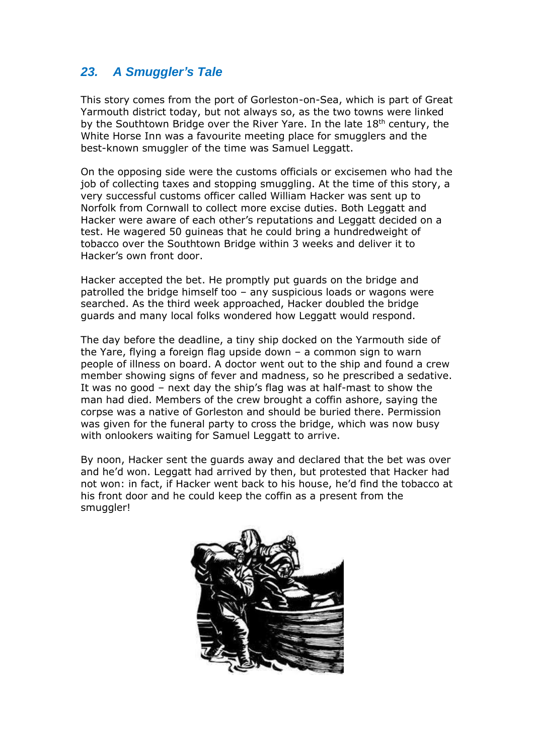## *23. A Smuggler's Tale*

This story comes from the port of Gorleston-on-Sea, which is part of Great Yarmouth district today, but not always so, as the two towns were linked by the Southtown Bridge over the River Yare. In the late 18th century, the White Horse Inn was a favourite meeting place for smugglers and the best-known smuggler of the time was Samuel Leggatt.

On the opposing side were the customs officials or excisemen who had the job of collecting taxes and stopping smuggling. At the time of this story, a very successful customs officer called William Hacker was sent up to Norfolk from Cornwall to collect more excise duties. Both Leggatt and Hacker were aware of each other's reputations and Leggatt decided on a test. He wagered 50 guineas that he could bring a hundredweight of tobacco over the Southtown Bridge within 3 weeks and deliver it to Hacker's own front door.

Hacker accepted the bet. He promptly put guards on the bridge and patrolled the bridge himself too – any suspicious loads or wagons were searched. As the third week approached, Hacker doubled the bridge guards and many local folks wondered how Leggatt would respond.

The day before the deadline, a tiny ship docked on the Yarmouth side of the Yare, flying a foreign flag upside down – a common sign to warn people of illness on board. A doctor went out to the ship and found a crew member showing signs of fever and madness, so he prescribed a sedative. It was no good – next day the ship's flag was at half-mast to show the man had died. Members of the crew brought a coffin ashore, saying the corpse was a native of Gorleston and should be buried there. Permission was given for the funeral party to cross the bridge, which was now busy with onlookers waiting for Samuel Leggatt to arrive.

By noon, Hacker sent the guards away and declared that the bet was over and he'd won. Leggatt had arrived by then, but protested that Hacker had not won: in fact, if Hacker went back to his house, he'd find the tobacco at his front door and he could keep the coffin as a present from the smuggler!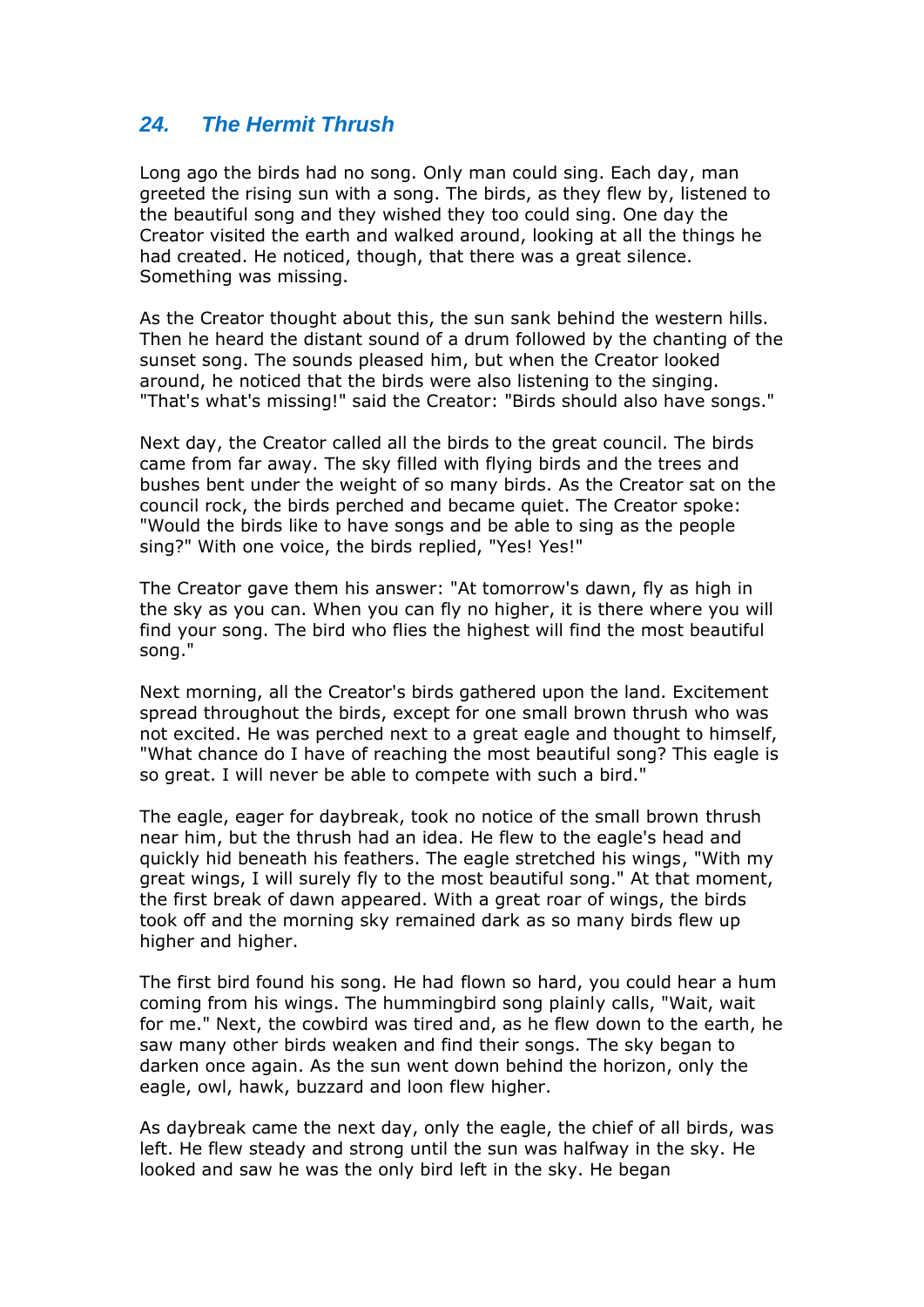## *24. The Hermit Thrush*

Long ago the birds had no song. Only man could sing. Each day, man greeted the rising sun with a song. The birds, as they flew by, listened to the beautiful song and they wished they too could sing. One day the Creator visited the earth and walked around, looking at all the things he had created. He noticed, though, that there was a great silence. Something was missing.

As the Creator thought about this, the sun sank behind the western hills. Then he heard the distant sound of a drum followed by the chanting of the sunset song. The sounds pleased him, but when the Creator looked around, he noticed that the birds were also listening to the singing. "That's what's missing!" said the Creator: "Birds should also have songs."

Next day, the Creator called all the birds to the great council. The birds came from far away. The sky filled with flying birds and the trees and bushes bent under the weight of so many birds. As the Creator sat on the council rock, the birds perched and became quiet. The Creator spoke: "Would the birds like to have songs and be able to sing as the people sing?" With one voice, the birds replied, "Yes! Yes!"

The Creator gave them his answer: "At tomorrow's dawn, fly as high in the sky as you can. When you can fly no higher, it is there where you will find your song. The bird who flies the highest will find the most beautiful song."

Next morning, all the Creator's birds gathered upon the land. Excitement spread throughout the birds, except for one small brown thrush who was not excited. He was perched next to a great eagle and thought to himself, "What chance do I have of reaching the most beautiful song? This eagle is so great. I will never be able to compete with such a bird."

The eagle, eager for daybreak, took no notice of the small brown thrush near him, but the thrush had an idea. He flew to the eagle's head and quickly hid beneath his feathers. The eagle stretched his wings, "With my great wings, I will surely fly to the most beautiful song." At that moment, the first break of dawn appeared. With a great roar of wings, the birds took off and the morning sky remained dark as so many birds flew up higher and higher.

The first bird found his song. He had flown so hard, you could hear a hum coming from his wings. The hummingbird song plainly calls, "Wait, wait for me." Next, the cowbird was tired and, as he flew down to the earth, he saw many other birds weaken and find their songs. The sky began to darken once again. As the sun went down behind the horizon, only the eagle, owl, hawk, buzzard and loon flew higher.

As daybreak came the next day, only the eagle, the chief of all birds, was left. He flew steady and strong until the sun was halfway in the sky. He looked and saw he was the only bird left in the sky. He began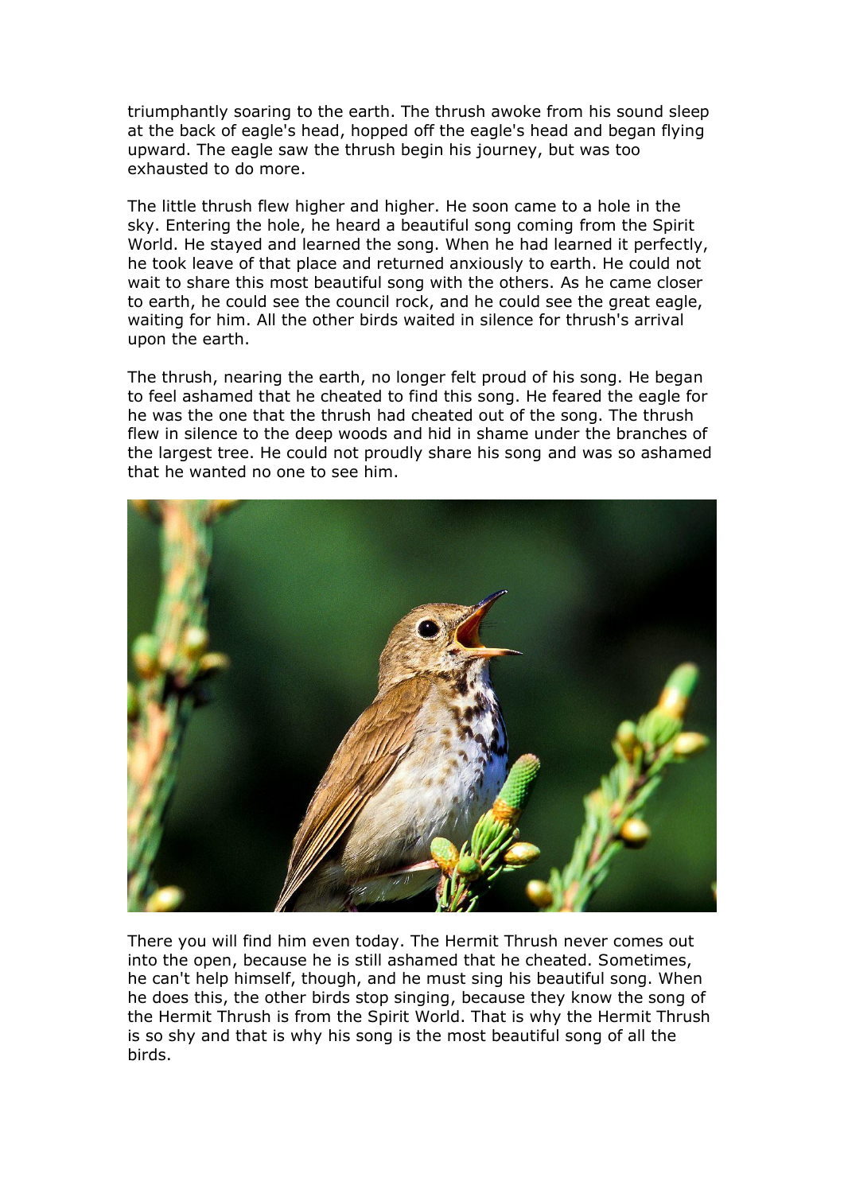triumphantly soaring to the earth. The thrush awoke from his sound sleep at the back of eagle's head, hopped off the eagle's head and began flying upward. The eagle saw the thrush begin his journey, but was too exhausted to do more.

The little thrush flew higher and higher. He soon came to a hole in the sky. Entering the hole, he heard a beautiful song coming from the Spirit World. He stayed and learned the song. When he had learned it perfectly, he took leave of that place and returned anxiously to earth. He could not wait to share this most beautiful song with the others. As he came closer to earth, he could see the council rock, and he could see the great eagle, waiting for him. All the other birds waited in silence for thrush's arrival upon the earth.

The thrush, nearing the earth, no longer felt proud of his song. He began to feel ashamed that he cheated to find this song. He feared the eagle for he was the one that the thrush had cheated out of the song. The thrush flew in silence to the deep woods and hid in shame under the branches of the largest tree. He could not proudly share his song and was so ashamed that he wanted no one to see him.

There you will find him even today. The Hermit Thrush never comes out into the open, because he is still ashamed that he cheated. Sometimes, he can't help himself, though, and he must sing his beautiful song. When he does this, the other birds stop singing, because they know the song of the Hermit Thrush is from the Spirit World. That is why the Hermit Thrush is so shy and that is why his song is the most beautiful song of all the birds.